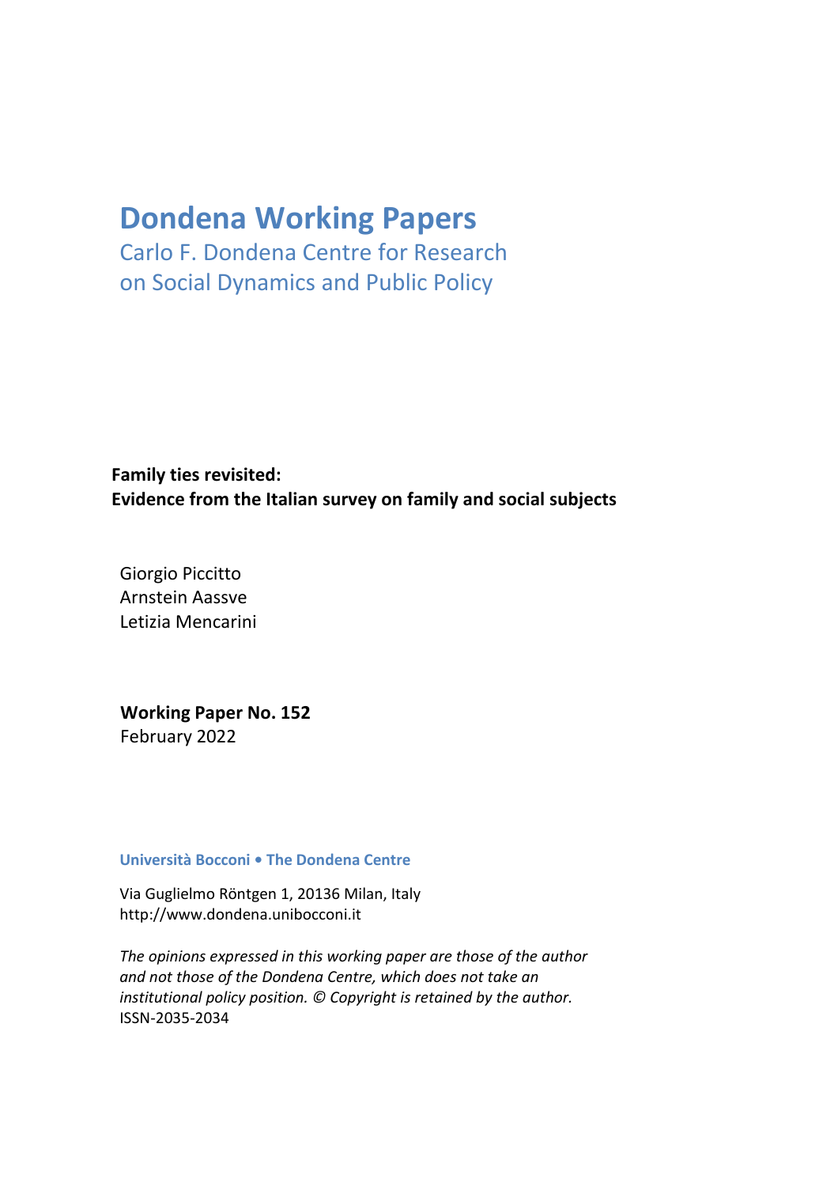# Dondena Working Papers

Carlo F. Dondena Centre for Research
on Social Dynamics and Public Policy

**Family ties revisited:**
**Evidence from the Italian survey on family and social subjects**

Giorgio Piccitto
Arnstein Aassve
Letizia Mencarini

**Working Paper No. 152**
February 2022

**Università Bocconi • The Dondena Centre**

Via Guglielmo Röntgen 1, 20136 Milan, Italy
http://www.dondena.unibocconi.it

*The opinions expressed in this working paper are those of the author and not those of the Dondena Centre, which does not take an institutional policy position. © Copyright is retained by the author.*
ISSN-2035-2034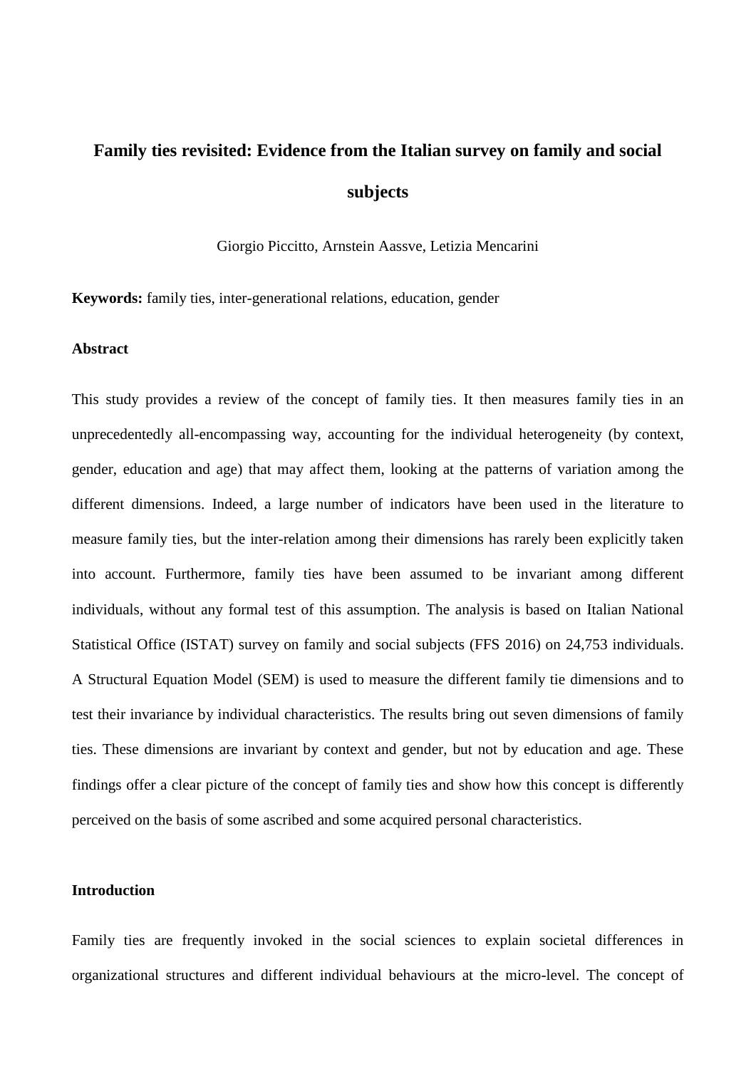# Family ties revisited: Evidence from the Italian survey on family and social subjects

Giorgio Piccitto, Arnstein Aassve, Letizia Mencarini

**Keywords:** family ties, inter-generational relations, education, gender

### Abstract

This study provides a review of the concept of family ties. It then measures family ties in an unprecedentedly all-encompassing way, accounting for the individual heterogeneity (by context, gender, education and age) that may affect them, looking at the patterns of variation among the different dimensions. Indeed, a large number of indicators have been used in the literature to measure family ties, but the inter-relation among their dimensions has rarely been explicitly taken into account. Furthermore, family ties have been assumed to be invariant among different individuals, without any formal test of this assumption. The analysis is based on Italian National Statistical Office (ISTAT) survey on family and social subjects (FFS 2016) on 24,753 individuals. A Structural Equation Model (SEM) is used to measure the different family tie dimensions and to test their invariance by individual characteristics. The results bring out seven dimensions of family ties. These dimensions are invariant by context and gender, but not by education and age. These findings offer a clear picture of the concept of family ties and show how this concept is differently perceived on the basis of some ascribed and some acquired personal characteristics.

### Introduction

Family ties are frequently invoked in the social sciences to explain societal differences in organizational structures and different individual behaviours at the micro-level. The concept of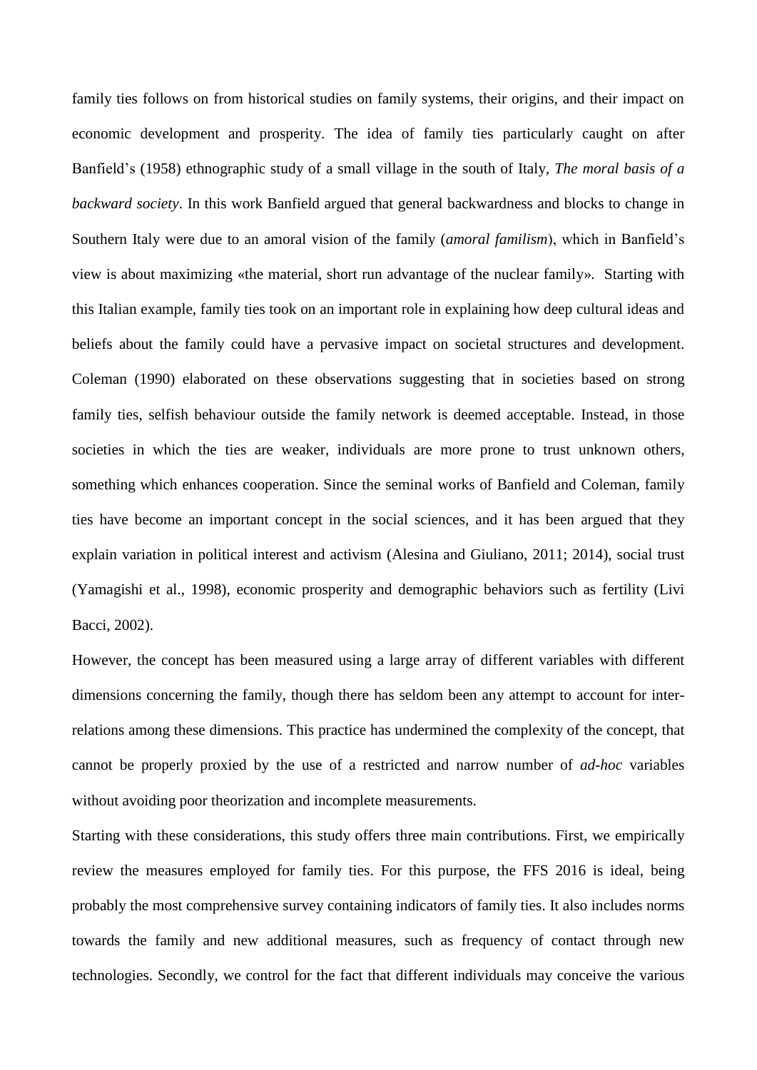family ties follows on from historical studies on family systems, their origins, and their impact on economic development and prosperity. The idea of family ties particularly caught on after Banfield's (1958) ethnographic study of a small village in the south of Italy, *The moral basis of a backward society*. In this work Banfield argued that general backwardness and blocks to change in Southern Italy were due to an amoral vision of the family (*amoral familism*), which in Banfield's view is about maximizing «the material, short run advantage of the nuclear family». Starting with this Italian example, family ties took on an important role in explaining how deep cultural ideas and beliefs about the family could have a pervasive impact on societal structures and development. Coleman (1990) elaborated on these observations suggesting that in societies based on strong family ties, selfish behaviour outside the family network is deemed acceptable. Instead, in those societies in which the ties are weaker, individuals are more prone to trust unknown others, something which enhances cooperation. Since the seminal works of Banfield and Coleman, family ties have become an important concept in the social sciences, and it has been argued that they explain variation in political interest and activism (Alesina and Giuliano, 2011; 2014), social trust (Yamagishi et al., 1998), economic prosperity and demographic behaviors such as fertility (Livi Bacci, 2002).

However, the concept has been measured using a large array of different variables with different dimensions concerning the family, though there has seldom been any attempt to account for inter-relations among these dimensions. This practice has undermined the complexity of the concept, that cannot be properly proxied by the use of a restricted and narrow number of *ad-hoc* variables without avoiding poor theorization and incomplete measurements.

Starting with these considerations, this study offers three main contributions. First, we empirically review the measures employed for family ties. For this purpose, the FFS 2016 is ideal, being probably the most comprehensive survey containing indicators of family ties. It also includes norms towards the family and new additional measures, such as frequency of contact through new technologies. Secondly, we control for the fact that different individuals may conceive the various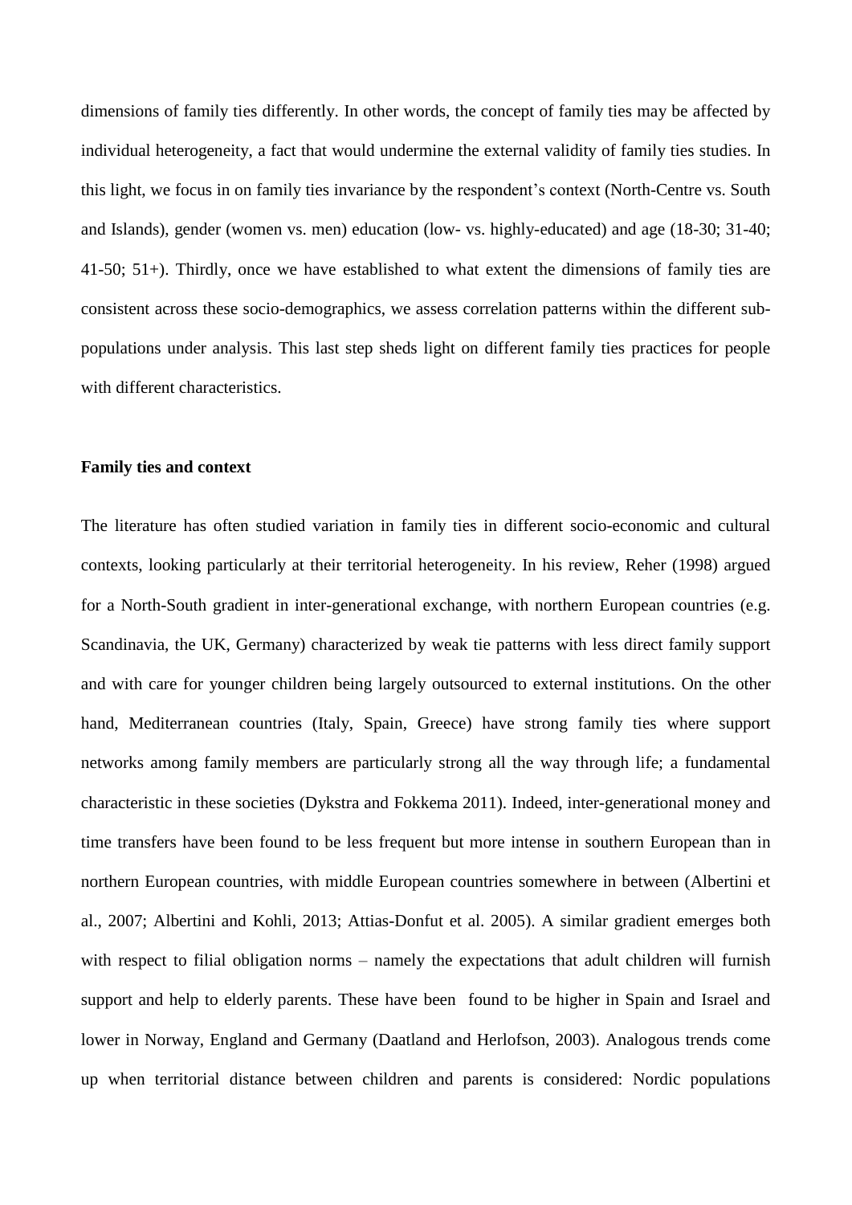dimensions of family ties differently. In other words, the concept of family ties may be affected by individual heterogeneity, a fact that would undermine the external validity of family ties studies. In this light, we focus in on family ties invariance by the respondent's context (North-Centre vs. South and Islands), gender (women vs. men) education (low- vs. highly-educated) and age (18-30; 31-40; 41-50; 51+). Thirdly, once we have established to what extent the dimensions of family ties are consistent across these socio-demographics, we assess correlation patterns within the different sub-populations under analysis. This last step sheds light on different family ties practices for people with different characteristics.

### Family ties and context

The literature has often studied variation in family ties in different socio-economic and cultural contexts, looking particularly at their territorial heterogeneity. In his review, Reher (1998) argued for a North-South gradient in inter-generational exchange, with northern European countries (e.g. Scandinavia, the UK, Germany) characterized by weak tie patterns with less direct family support and with care for younger children being largely outsourced to external institutions. On the other hand, Mediterranean countries (Italy, Spain, Greece) have strong family ties where support networks among family members are particularly strong all the way through life; a fundamental characteristic in these societies (Dykstra and Fokkema 2011). Indeed, inter-generational money and time transfers have been found to be less frequent but more intense in southern European than in northern European countries, with middle European countries somewhere in between (Albertini et al., 2007; Albertini and Kohli, 2013; Attias-Donfut et al. 2005). A similar gradient emerges both with respect to filial obligation norms – namely the expectations that adult children will furnish support and help to elderly parents. These have been found to be higher in Spain and Israel and lower in Norway, England and Germany (Daatland and Herlofson, 2003). Analogous trends come up when territorial distance between children and parents is considered: Nordic populations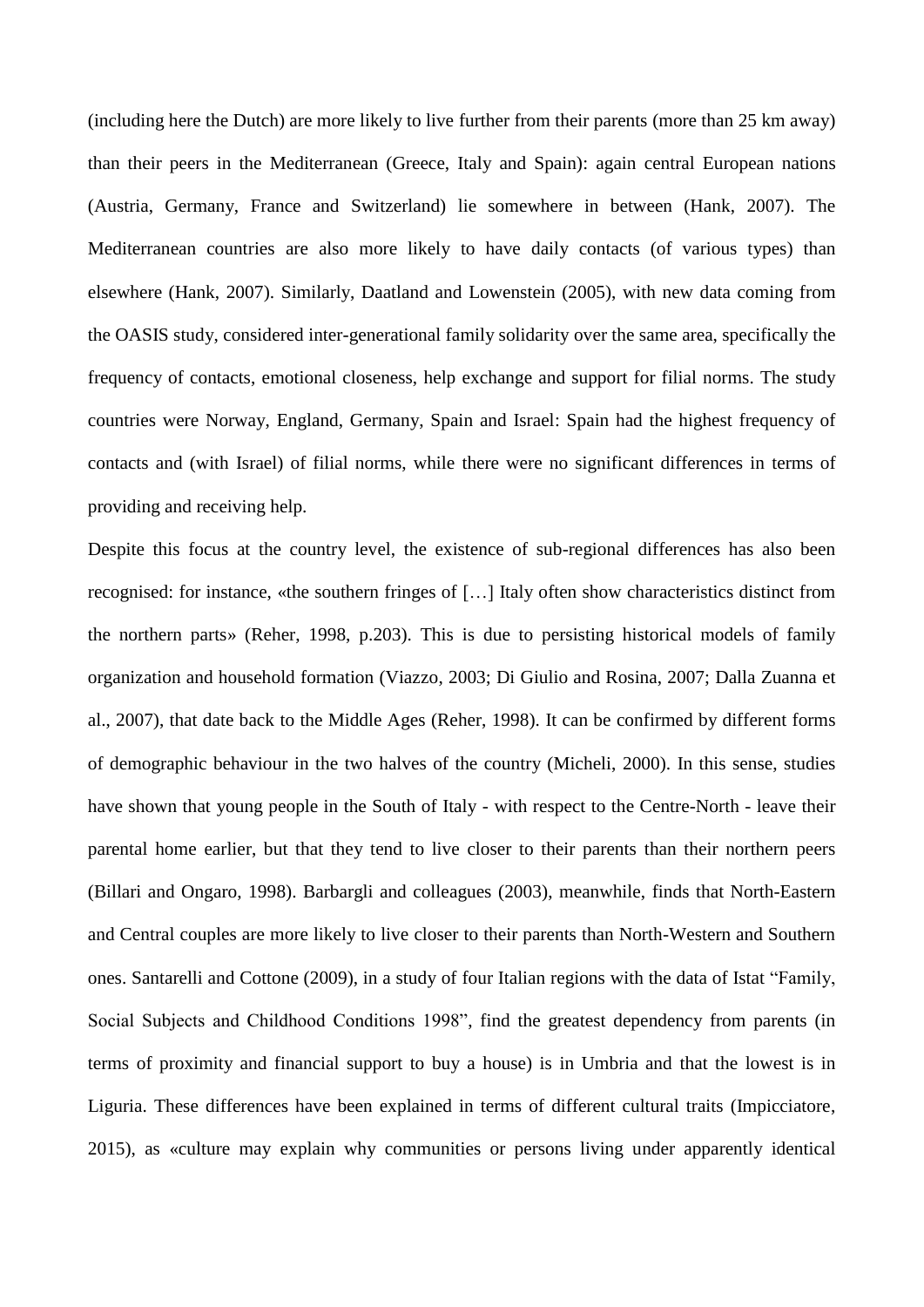(including here the Dutch) are more likely to live further from their parents (more than 25 km away) than their peers in the Mediterranean (Greece, Italy and Spain): again central European nations (Austria, Germany, France and Switzerland) lie somewhere in between (Hank, 2007). The Mediterranean countries are also more likely to have daily contacts (of various types) than elsewhere (Hank, 2007). Similarly, Daatland and Lowenstein (2005), with new data coming from the OASIS study, considered inter-generational family solidarity over the same area, specifically the frequency of contacts, emotional closeness, help exchange and support for filial norms. The study countries were Norway, England, Germany, Spain and Israel: Spain had the highest frequency of contacts and (with Israel) of filial norms, while there were no significant differences in terms of providing and receiving help.

Despite this focus at the country level, the existence of sub-regional differences has also been recognised: for instance, «the southern fringes of […] Italy often show characteristics distinct from the northern parts» (Reher, 1998, p.203). This is due to persisting historical models of family organization and household formation (Viazzo, 2003; Di Giulio and Rosina, 2007; Dalla Zuanna et al., 2007), that date back to the Middle Ages (Reher, 1998). It can be confirmed by different forms of demographic behaviour in the two halves of the country (Micheli, 2000). In this sense, studies have shown that young people in the South of Italy - with respect to the Centre-North - leave their parental home earlier, but that they tend to live closer to their parents than their northern peers (Billari and Ongaro, 1998). Barbargli and colleagues (2003), meanwhile, finds that North-Eastern and Central couples are more likely to live closer to their parents than North-Western and Southern ones. Santarelli and Cottone (2009), in a study of four Italian regions with the data of Istat "Family, Social Subjects and Childhood Conditions 1998", find the greatest dependency from parents (in terms of proximity and financial support to buy a house) is in Umbria and that the lowest is in Liguria. These differences have been explained in terms of different cultural traits (Impicciatore, 2015), as «culture may explain why communities or persons living under apparently identical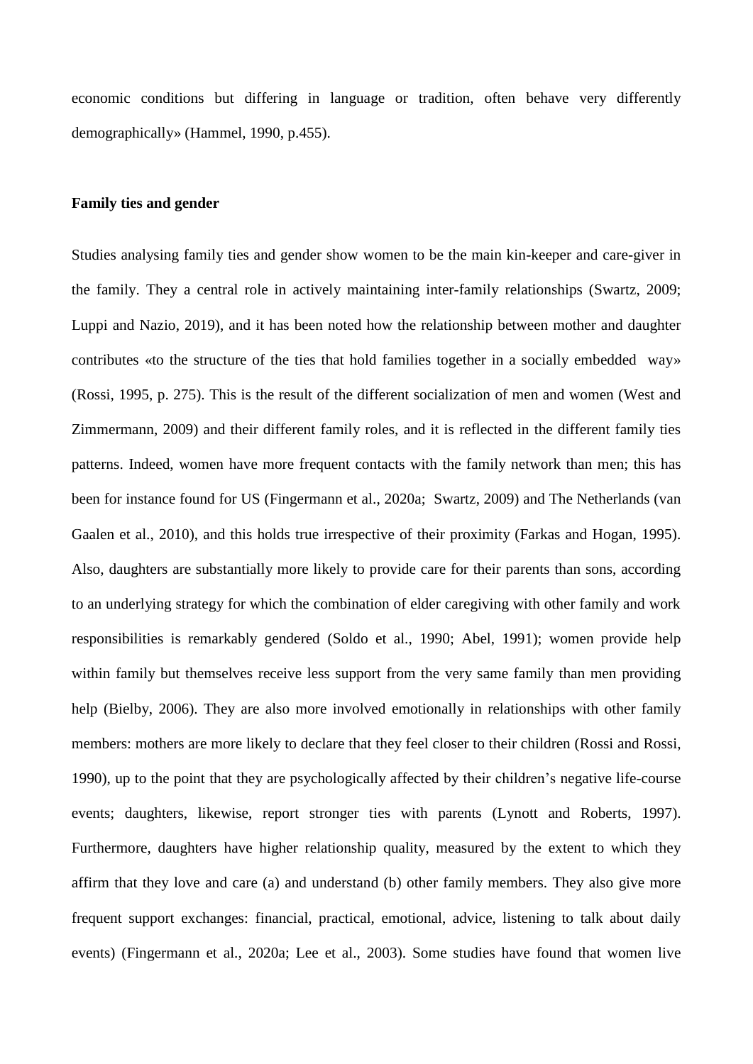economic conditions but differing in language or tradition, often behave very differently demographically» (Hammel, 1990, p.455).

**Family ties and gender**

Studies analysing family ties and gender show women to be the main kin-keeper and care-giver in the family. They a central role in actively maintaining inter-family relationships (Swartz, 2009; Luppi and Nazio, 2019), and it has been noted how the relationship between mother and daughter contributes «to the structure of the ties that hold families together in a socially embedded way» (Rossi, 1995, p. 275). This is the result of the different socialization of men and women (West and Zimmermann, 2009) and their different family roles, and it is reflected in the different family ties patterns. Indeed, women have more frequent contacts with the family network than men; this has been for instance found for US (Fingermann et al., 2020a; Swartz, 2009) and The Netherlands (van Gaalen et al., 2010), and this holds true irrespective of their proximity (Farkas and Hogan, 1995). Also, daughters are substantially more likely to provide care for their parents than sons, according to an underlying strategy for which the combination of elder caregiving with other family and work responsibilities is remarkably gendered (Soldo et al., 1990; Abel, 1991); women provide help within family but themselves receive less support from the very same family than men providing help (Bielby, 2006). They are also more involved emotionally in relationships with other family members: mothers are more likely to declare that they feel closer to their children (Rossi and Rossi, 1990), up to the point that they are psychologically affected by their children's negative life-course events; daughters, likewise, report stronger ties with parents (Lynott and Roberts, 1997). Furthermore, daughters have higher relationship quality, measured by the extent to which they affirm that they love and care (a) and understand (b) other family members. They also give more frequent support exchanges: financial, practical, emotional, advice, listening to talk about daily events) (Fingermann et al., 2020a; Lee et al., 2003). Some studies have found that women live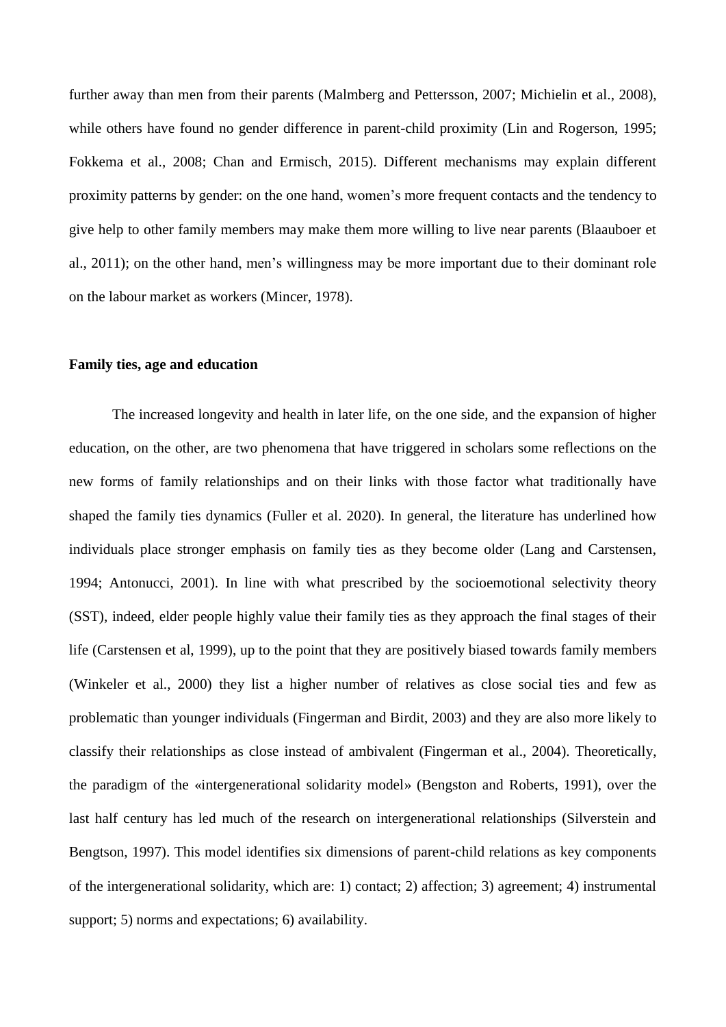further away than men from their parents (Malmberg and Pettersson, 2007; Michielin et al., 2008), while others have found no gender difference in parent-child proximity (Lin and Rogerson, 1995; Fokkema et al., 2008; Chan and Ermisch, 2015). Different mechanisms may explain different proximity patterns by gender: on the one hand, women's more frequent contacts and the tendency to give help to other family members may make them more willing to live near parents (Blaauboer et al., 2011); on the other hand, men's willingness may be more important due to their dominant role on the labour market as workers (Mincer, 1978).

**Family ties, age and education**

The increased longevity and health in later life, on the one side, and the expansion of higher education, on the other, are two phenomena that have triggered in scholars some reflections on the new forms of family relationships and on their links with those factor what traditionally have shaped the family ties dynamics (Fuller et al. 2020). In general, the literature has underlined how individuals place stronger emphasis on family ties as they become older (Lang and Carstensen, 1994; Antonucci, 2001). In line with what prescribed by the socioemotional selectivity theory (SST), indeed, elder people highly value their family ties as they approach the final stages of their life (Carstensen et al, 1999), up to the point that they are positively biased towards family members (Winkeler et al., 2000) they list a higher number of relatives as close social ties and few as problematic than younger individuals (Fingerman and Birdit, 2003) and they are also more likely to classify their relationships as close instead of ambivalent (Fingerman et al., 2004). Theoretically, the paradigm of the «intergenerational solidarity model» (Bengston and Roberts, 1991), over the last half century has led much of the research on intergenerational relationships (Silverstein and Bengtson, 1997). This model identifies six dimensions of parent-child relations as key components of the intergenerational solidarity, which are: 1) contact; 2) affection; 3) agreement; 4) instrumental support; 5) norms and expectations; 6) availability.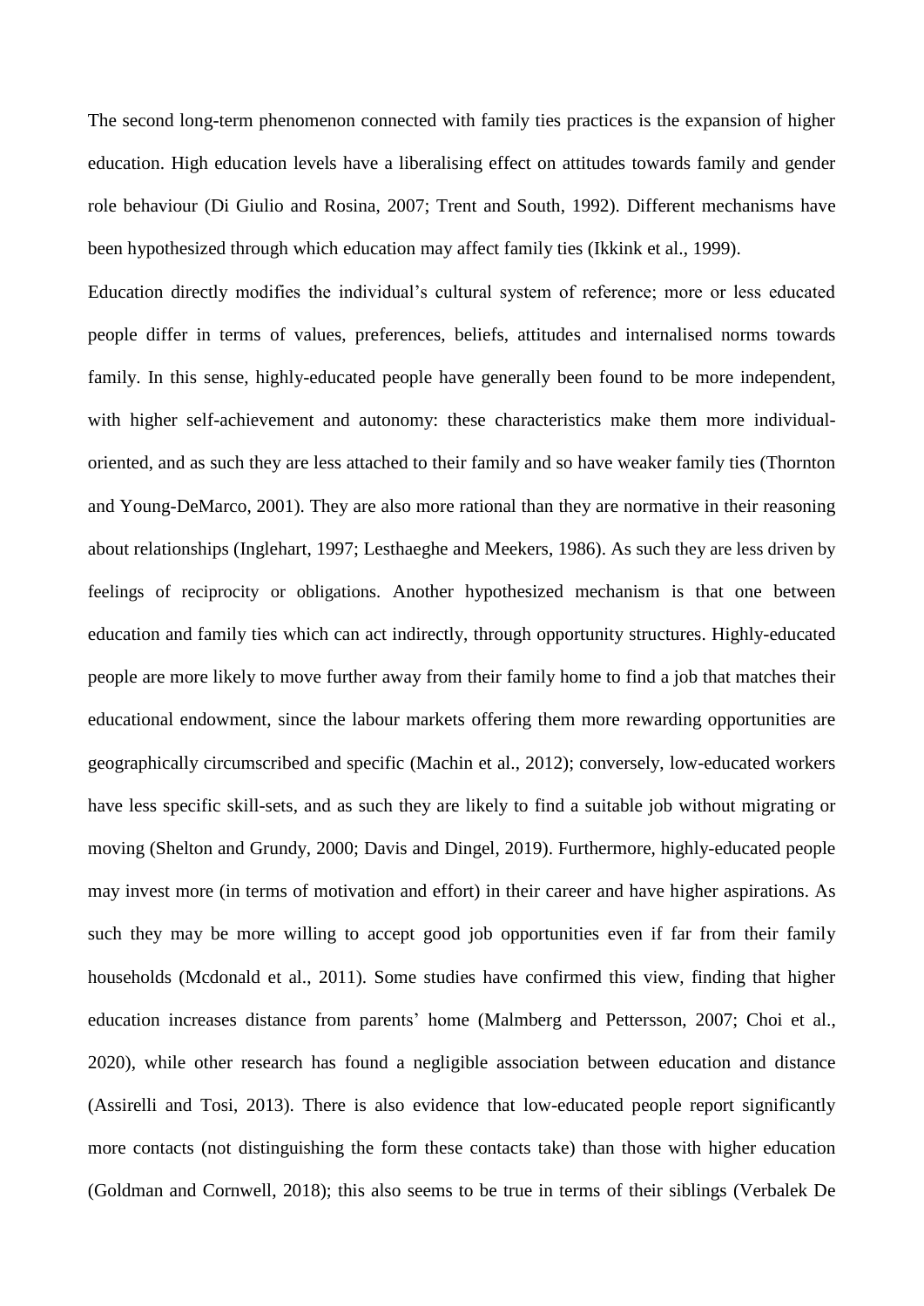The second long-term phenomenon connected with family ties practices is the expansion of higher education. High education levels have a liberalising effect on attitudes towards family and gender role behaviour (Di Giulio and Rosina, 2007; Trent and South, 1992). Different mechanisms have been hypothesized through which education may affect family ties (Ikkink et al., 1999).

Education directly modifies the individual's cultural system of reference; more or less educated people differ in terms of values, preferences, beliefs, attitudes and internalised norms towards family. In this sense, highly-educated people have generally been found to be more independent, with higher self-achievement and autonomy: these characteristics make them more individual-oriented, and as such they are less attached to their family and so have weaker family ties (Thornton and Young-DeMarco, 2001). They are also more rational than they are normative in their reasoning about relationships (Inglehart, 1997; Lesthaeghe and Meekers, 1986). As such they are less driven by feelings of reciprocity or obligations. Another hypothesized mechanism is that one between education and family ties which can act indirectly, through opportunity structures. Highly-educated people are more likely to move further away from their family home to find a job that matches their educational endowment, since the labour markets offering them more rewarding opportunities are geographically circumscribed and specific (Machin et al., 2012); conversely, low-educated workers have less specific skill-sets, and as such they are likely to find a suitable job without migrating or moving (Shelton and Grundy, 2000; Davis and Dingel, 2019). Furthermore, highly-educated people may invest more (in terms of motivation and effort) in their career and have higher aspirations. As such they may be more willing to accept good job opportunities even if far from their family households (Mcdonald et al., 2011). Some studies have confirmed this view, finding that higher education increases distance from parents' home (Malmberg and Pettersson, 2007; Choi et al., 2020), while other research has found a negligible association between education and distance (Assirelli and Tosi, 2013). There is also evidence that low-educated people report significantly more contacts (not distinguishing the form these contacts take) than those with higher education (Goldman and Cornwell, 2018); this also seems to be true in terms of their siblings (Verbalek De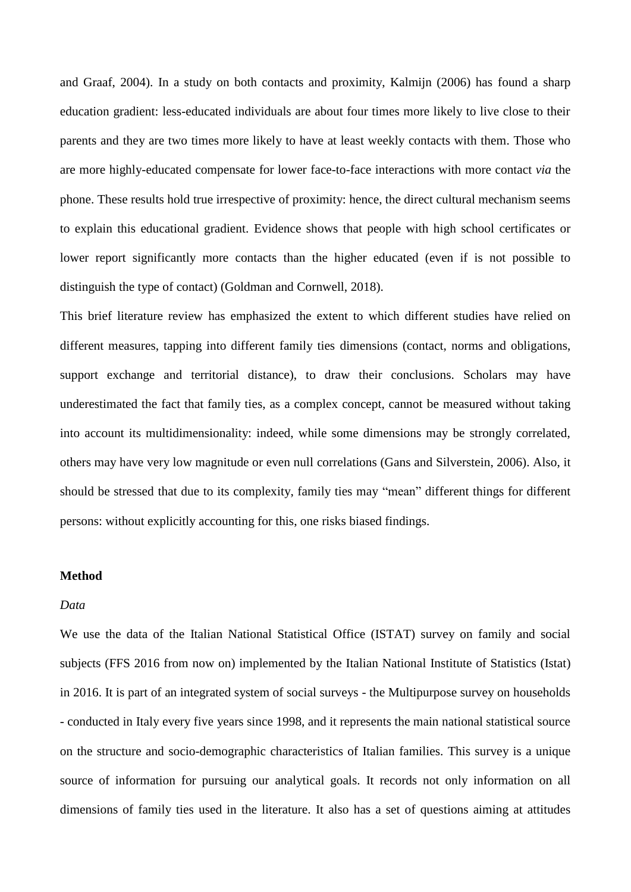and Graaf, 2004). In a study on both contacts and proximity, Kalmijn (2006) has found a sharp education gradient: less-educated individuals are about four times more likely to live close to their parents and they are two times more likely to have at least weekly contacts with them. Those who are more highly-educated compensate for lower face-to-face interactions with more contact *via* the phone. These results hold true irrespective of proximity: hence, the direct cultural mechanism seems to explain this educational gradient. Evidence shows that people with high school certificates or lower report significantly more contacts than the higher educated (even if is not possible to distinguish the type of contact) (Goldman and Cornwell, 2018).

This brief literature review has emphasized the extent to which different studies have relied on different measures, tapping into different family ties dimensions (contact, norms and obligations, support exchange and territorial distance), to draw their conclusions. Scholars may have underestimated the fact that family ties, as a complex concept, cannot be measured without taking into account its multidimensionality: indeed, while some dimensions may be strongly correlated, others may have very low magnitude or even null correlations (Gans and Silverstein, 2006). Also, it should be stressed that due to its complexity, family ties may "mean" different things for different persons: without explicitly accounting for this, one risks biased findings.

## Method

### *Data*

We use the data of the Italian National Statistical Office (ISTAT) survey on family and social subjects (FFS 2016 from now on) implemented by the Italian National Institute of Statistics (Istat) in 2016. It is part of an integrated system of social surveys - the Multipurpose survey on households - conducted in Italy every five years since 1998, and it represents the main national statistical source on the structure and socio-demographic characteristics of Italian families. This survey is a unique source of information for pursuing our analytical goals. It records not only information on all dimensions of family ties used in the literature. It also has a set of questions aiming at attitudes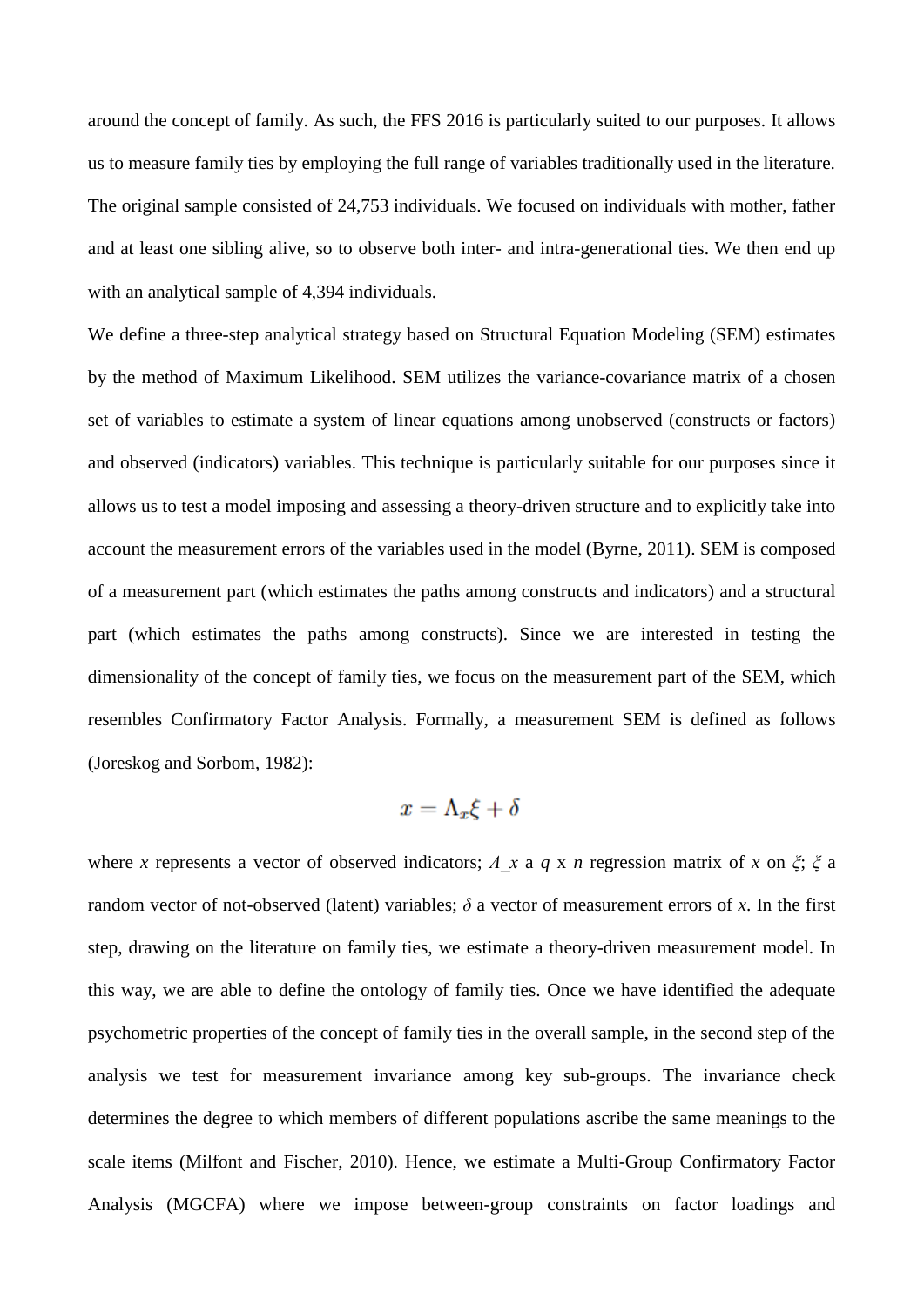around the concept of family. As such, the FFS 2016 is particularly suited to our purposes. It allows us to measure family ties by employing the full range of variables traditionally used in the literature. The original sample consisted of 24,753 individuals. We focused on individuals with mother, father and at least one sibling alive, so to observe both inter- and intra-generational ties. We then end up with an analytical sample of 4,394 individuals.

We define a three-step analytical strategy based on Structural Equation Modeling (SEM) estimates by the method of Maximum Likelihood. SEM utilizes the variance-covariance matrix of a chosen set of variables to estimate a system of linear equations among unobserved (constructs or factors) and observed (indicators) variables. This technique is particularly suitable for our purposes since it allows us to test a model imposing and assessing a theory-driven structure and to explicitly take into account the measurement errors of the variables used in the model (Byrne, 2011). SEM is composed of a measurement part (which estimates the paths among constructs and indicators) and a structural part (which estimates the paths among constructs). Since we are interested in testing the dimensionality of the concept of family ties, we focus on the measurement part of the SEM, which resembles Confirmatory Factor Analysis. Formally, a measurement SEM is defined as follows (Joreskog and Sorbom, 1982):

$$x = \Lambda_x \xi + \delta$$

where *x* represents a vector of observed indicators; $\Lambda_x$ a *q* x *n* regression matrix of *x* on $\xi$; $\xi$ a random vector of not-observed (latent) variables; $\delta$ a vector of measurement errors of *x*. In the first step, drawing on the literature on family ties, we estimate a theory-driven measurement model. In this way, we are able to define the ontology of family ties. Once we have identified the adequate psychometric properties of the concept of family ties in the overall sample, in the second step of the analysis we test for measurement invariance among key sub-groups. The invariance check determines the degree to which members of different populations ascribe the same meanings to the scale items (Milfont and Fischer, 2010). Hence, we estimate a Multi-Group Confirmatory Factor Analysis (MGCFA) where we impose between-group constraints on factor loadings and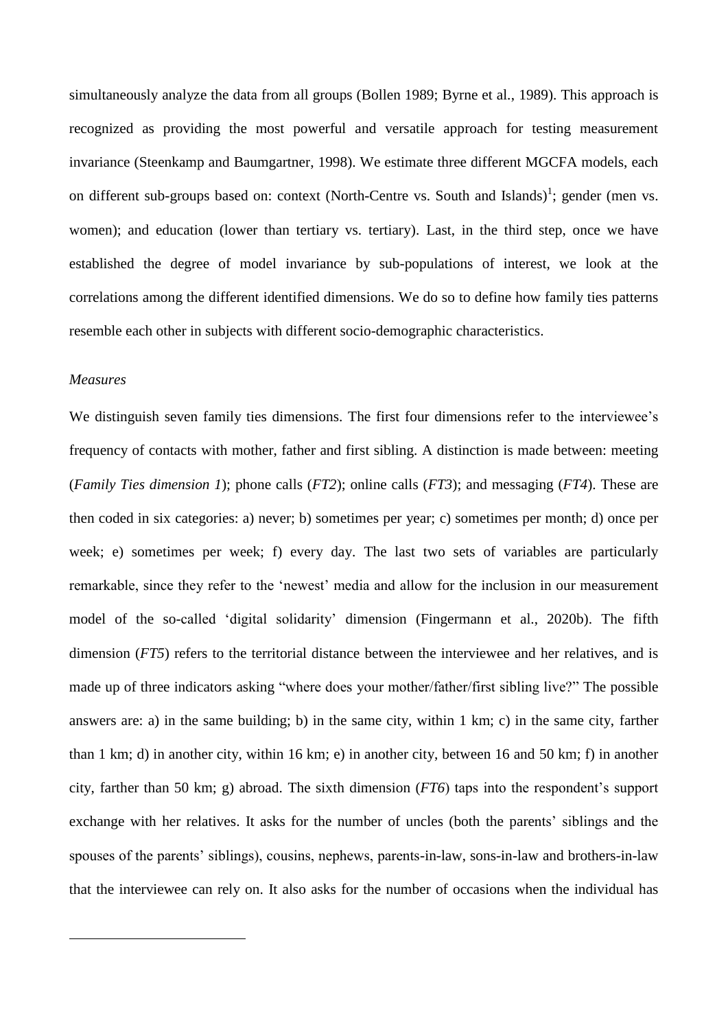simultaneously analyze the data from all groups (Bollen 1989; Byrne et al., 1989). This approach is recognized as providing the most powerful and versatile approach for testing measurement invariance (Steenkamp and Baumgartner, 1998). We estimate three different MGCFA models, each on different sub-groups based on: context (North-Centre vs. South and Islands)[1]; gender (men vs. women); and education (lower than tertiary vs. tertiary). Last, in the third step, once we have established the degree of model invariance by sub-populations of interest, we look at the correlations among the different identified dimensions. We do so to define how family ties patterns resemble each other in subjects with different socio-demographic characteristics.

*Measures*

We distinguish seven family ties dimensions. The first four dimensions refer to the interviewee's frequency of contacts with mother, father and first sibling. A distinction is made between: meeting (*Family Ties dimension 1*); phone calls (*FT2*); online calls (*FT3*); and messaging (*FT4*). These are then coded in six categories: a) never; b) sometimes per year; c) sometimes per month; d) once per week; e) sometimes per week; f) every day. The last two sets of variables are particularly remarkable, since they refer to the 'newest' media and allow for the inclusion in our measurement model of the so-called 'digital solidarity' dimension (Fingermann et al., 2020b). The fifth dimension (*FT5*) refers to the territorial distance between the interviewee and her relatives, and is made up of three indicators asking "where does your mother/father/first sibling live?" The possible answers are: a) in the same building; b) in the same city, within 1 km; c) in the same city, farther than 1 km; d) in another city, within 16 km; e) in another city, between 16 and 50 km; f) in another city, farther than 50 km; g) abroad. The sixth dimension (*FT6*) taps into the respondent's support exchange with her relatives. It asks for the number of uncles (both the parents' siblings and the spouses of the parents' siblings), cousins, nephews, parents-in-law, sons-in-law and brothers-in-law that the interviewee can rely on. It also asks for the number of occasions when the individual has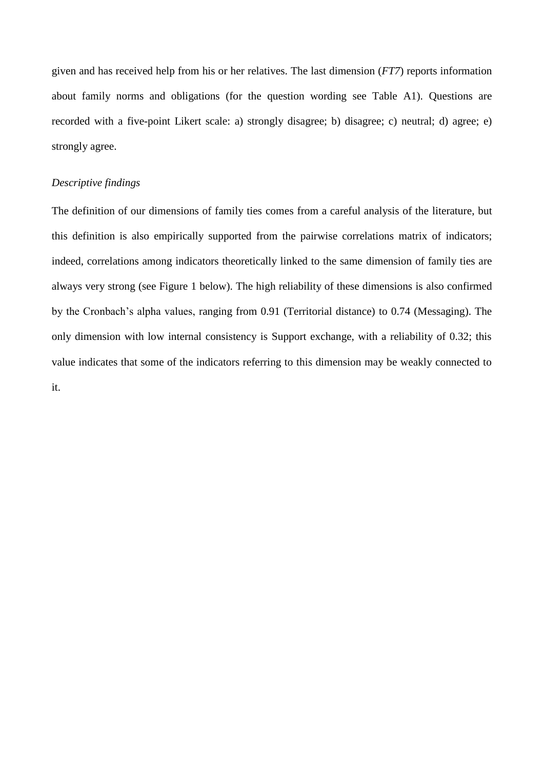given and has received help from his or her relatives. The last dimension (*FT7*) reports information about family norms and obligations (for the question wording see Table A1). Questions are recorded with a five-point Likert scale: a) strongly disagree; b) disagree; c) neutral; d) agree; e) strongly agree.

*Descriptive findings*

The definition of our dimensions of family ties comes from a careful analysis of the literature, but this definition is also empirically supported from the pairwise correlations matrix of indicators; indeed, correlations among indicators theoretically linked to the same dimension of family ties are always very strong (see Figure 1 below). The high reliability of these dimensions is also confirmed by the Cronbach's alpha values, ranging from 0.91 (Territorial distance) to 0.74 (Messaging). The only dimension with low internal consistency is Support exchange, with a reliability of 0.32; this value indicates that some of the indicators referring to this dimension may be weakly connected to it.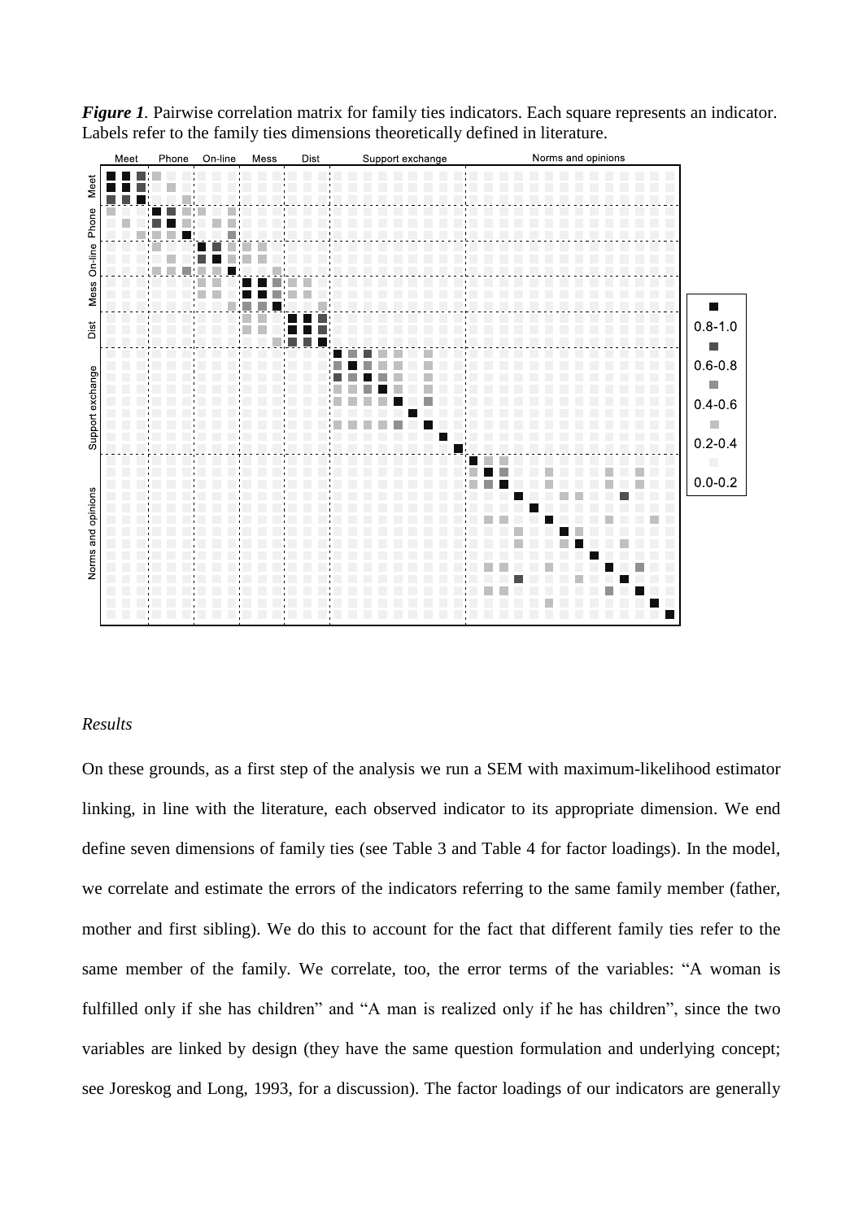*Figure 1*. Pairwise correlation matrix for family ties indicators. Each square represents an indicator. Labels refer to the family ties dimensions theoretically defined in literature.

*Results*

On these grounds, as a first step of the analysis we run a SEM with maximum-likelihood estimator linking, in line with the literature, each observed indicator to its appropriate dimension. We end define seven dimensions of family ties (see Table 3 and Table 4 for factor loadings). In the model, we correlate and estimate the errors of the indicators referring to the same family member (father, mother and first sibling). We do this to account for the fact that different family ties refer to the same member of the family. We correlate, too, the error terms of the variables: "A woman is fulfilled only if she has children" and "A man is realized only if he has children", since the two variables are linked by design (they have the same question formulation and underlying concept; see Joreskog and Long, 1993, for a discussion). The factor loadings of our indicators are generally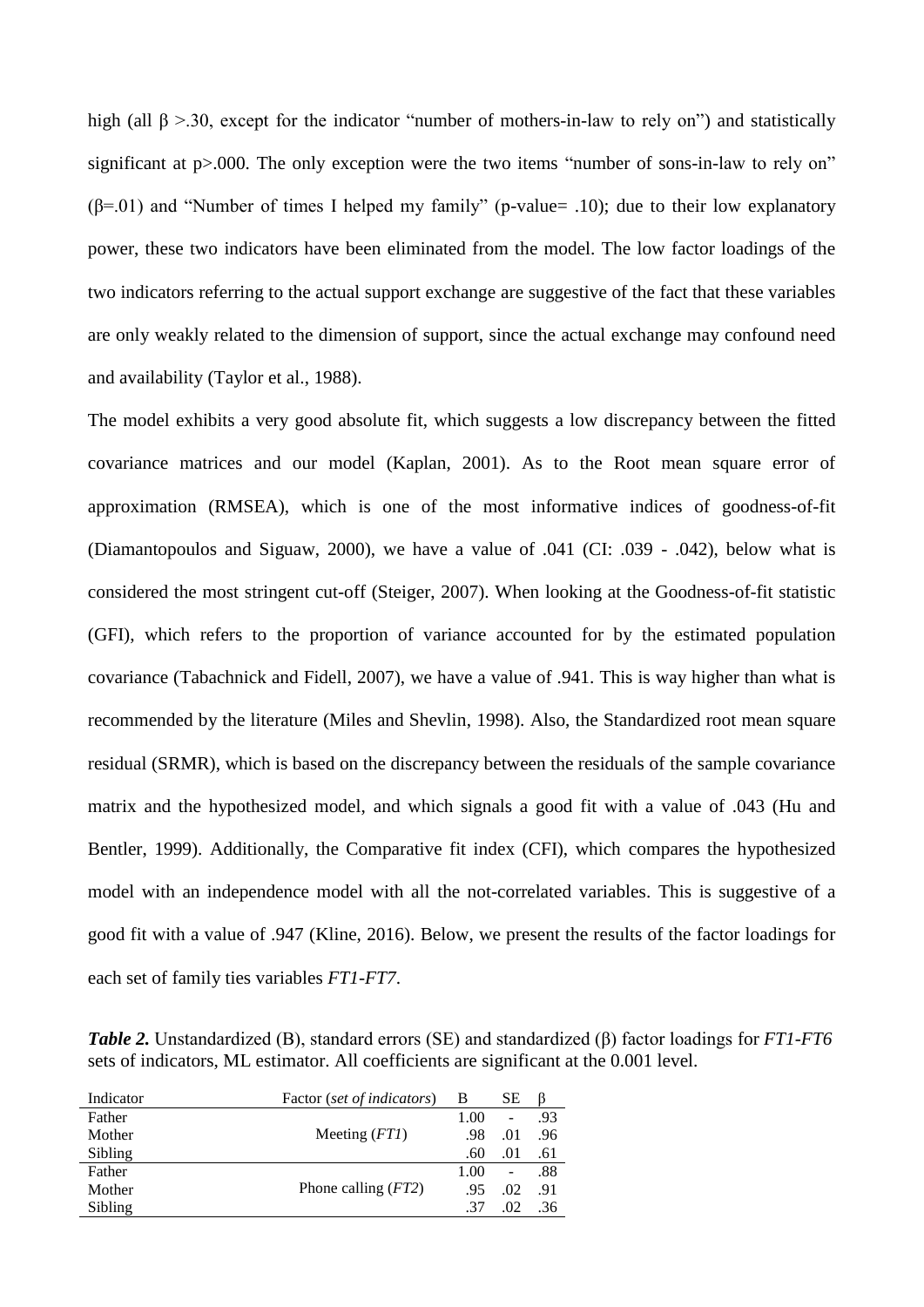high (all $\beta$ >.30, except for the indicator "number of mothers-in-law to rely on") and statistically significant at p>.000. The only exception were the two items "number of sons-in-law to rely on" ($\beta$=.01) and "Number of times I helped my family" (p-value= .10); due to their low explanatory power, these two indicators have been eliminated from the model. The low factor loadings of the two indicators referring to the actual support exchange are suggestive of the fact that these variables are only weakly related to the dimension of support, since the actual exchange may confound need and availability (Taylor et al., 1988).

The model exhibits a very good absolute fit, which suggests a low discrepancy between the fitted covariance matrices and our model (Kaplan, 2001). As to the Root mean square error of approximation (RMSEA), which is one of the most informative indices of goodness-of-fit (Diamantopoulos and Siguaw, 2000), we have a value of .041 (CI: .039 - .042), below what is considered the most stringent cut-off (Steiger, 2007). When looking at the Goodness-of-fit statistic (GFI), which refers to the proportion of variance accounted for by the estimated population covariance (Tabachnick and Fidell, 2007), we have a value of .941. This is way higher than what is recommended by the literature (Miles and Shevlin, 1998). Also, the Standardized root mean square residual (SRMR), which is based on the discrepancy between the residuals of the sample covariance matrix and the hypothesized model, and which signals a good fit with a value of .043 (Hu and Bentler, 1999). Additionally, the Comparative fit index (CFI), which compares the hypothesized model with an independence model with all the not-correlated variables. This is suggestive of a good fit with a value of .947 (Kline, 2016). Below, we present the results of the factor loadings for each set of family ties variables *FT1-FT7*.

***Table 2.*** Unstandardized (B), standard errors (SE) and standardized ($\beta$) factor loadings for *FT1-FT6* sets of indicators, ML estimator. All coefficients are significant at the 0.001 level.

| Indicator | Factor (*set of indicators*) | B | SE | $\beta$ |
|---|---|---|---|---|
| Father | | 1.00 | - | .93 |
| Mother | Meeting (*FT1*) | .98 | .01 | .96 |
| Sibling | | .60 | .01 | .61 |
| Father | | 1.00 | - | .88 |
| Mother | Phone calling (*FT2*) | .95 | .02 | .91 |
| Sibling | | .37 | .02 | .36 |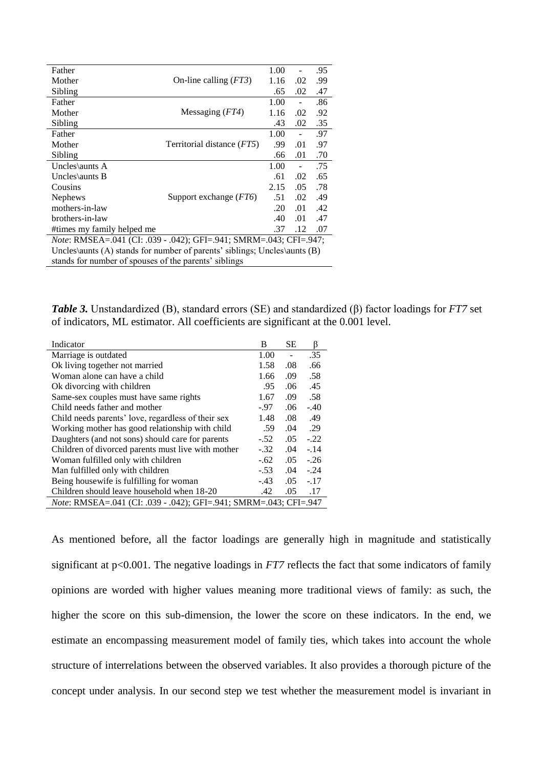| | | | | |
|---|---|---|---|---|
| Father | On-line calling (*FT3*) | 1.00 | - | .95 |
| Mother | | 1.16 | .02 | .99 |
| Sibling | | .65 | .02 | .47 |
| Father | Messaging (*FT4*) | 1.00 | - | .86 |
| Mother | | 1.16 | .02 | .92 |
| Sibling | | .43 | .02 | .35 |
| Father | Territorial distance (*FT5*) | 1.00 | - | .97 |
| Mother | | .99 | .01 | .97 |
| Sibling | | .66 | .01 | .70 |
| Uncles\aunts A | Support exchange (*FT6*) | 1.00 | - | .75 |
| Uncles\aunts B | | .61 | .02 | .65 |
| Cousins | | 2.15 | .05 | .78 |
| Nephews | | .51 | .02 | .49 |
| mothers-in-law | | .20 | .01 | .42 |
| brothers-in-law | | .40 | .01 | .47 |
| #times my family helped me | | .37 | .12 | .07 |

*Note*: RMSEA=.041 (CI: .039 - .042); GFI=.941; SMRM=.043; CFI=.947; Uncles\aunts (A) stands for number of parents' siblings; Uncles\aunts (B) stands for number of spouses of the parents' siblings

***Table 3.*** Unstandardized (B), standard errors (SE) and standardized (β) factor loadings for *FT7* set of indicators, ML estimator. All coefficients are significant at the 0.001 level.

| Indicator | B | SE | β |
|---|---|---|---|
| Marriage is outdated | 1.00 | - | .35 |
| Ok living together not married | 1.58 | .08 | .66 |
| Woman alone can have a child | 1.66 | .09 | .58 |
| Ok divorcing with children | .95 | .06 | .45 |
| Same-sex couples must have same rights | 1.67 | .09 | .58 |
| Child needs father and mother | -.97 | .06 | -.40 |
| Child needs parents' love, regardless of their sex | 1.48 | .08 | .49 |
| Working mother has good relationship with child | .59 | .04 | .29 |
| Daughters (and not sons) should care for parents | -.52 | .05 | -.22 |
| Children of divorced parents must live with mother | -.32 | .04 | -.14 |
| Woman fulfilled only with children | -.62 | .05 | -.26 |
| Man fulfilled only with children | -.53 | .04 | -.24 |
| Being housewife is fulfilling for woman | -.43 | .05 | -.17 |
| Children should leave household when 18-20 | .42 | .05 | .17 |

*Note*: RMSEA=.041 (CI: .039 - .042); GFI=.941; SMRM=.043; CFI=.947

As mentioned before, all the factor loadings are generally high in magnitude and statistically significant at $p<0.001$. The negative loadings in *FT7* reflects the fact that some indicators of family opinions are worded with higher values meaning more traditional views of family: as such, the higher the score on this sub-dimension, the lower the score on these indicators. In the end, we estimate an encompassing measurement model of family ties, which takes into account the whole structure of interrelations between the observed variables. It also provides a thorough picture of the concept under analysis. In our second step we test whether the measurement model is invariant in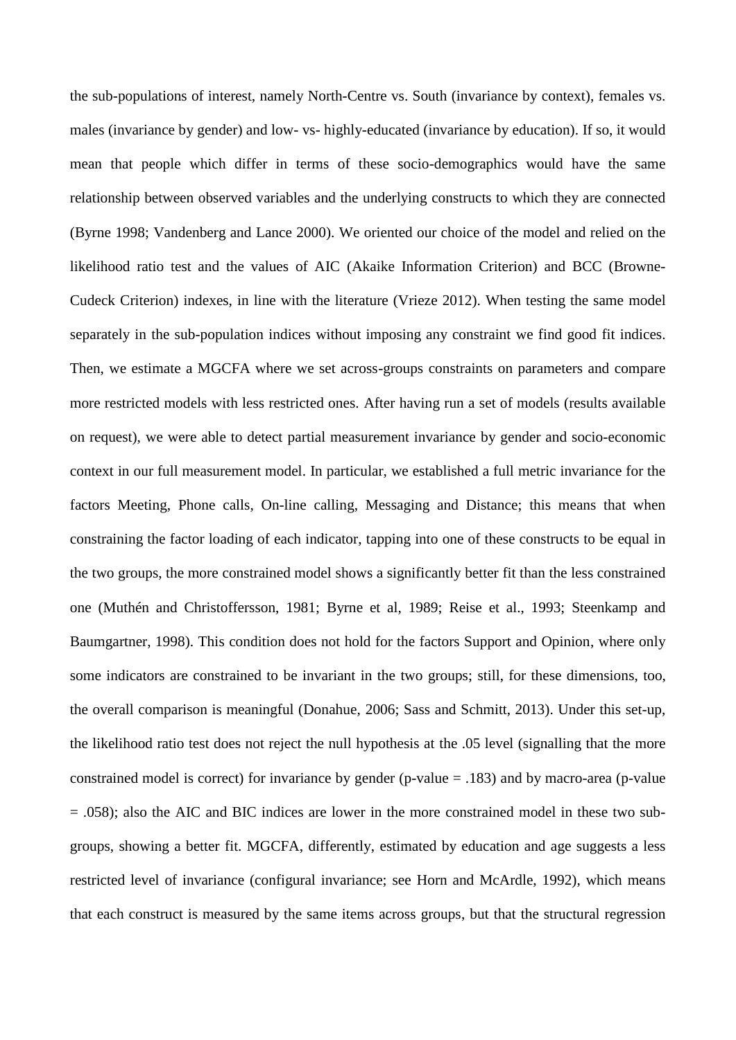the sub-populations of interest, namely North-Centre vs. South (invariance by context), females vs. males (invariance by gender) and low- vs- highly-educated (invariance by education). If so, it would mean that people which differ in terms of these socio-demographics would have the same relationship between observed variables and the underlying constructs to which they are connected (Byrne 1998; Vandenberg and Lance 2000). We oriented our choice of the model and relied on the likelihood ratio test and the values of AIC (Akaike Information Criterion) and BCC (Browne-Cudeck Criterion) indexes, in line with the literature (Vrieze 2012). When testing the same model separately in the sub-population indices without imposing any constraint we find good fit indices. Then, we estimate a MGCFA where we set across-groups constraints on parameters and compare more restricted models with less restricted ones. After having run a set of models (results available on request), we were able to detect partial measurement invariance by gender and socio-economic context in our full measurement model. In particular, we established a full metric invariance for the factors Meeting, Phone calls, On-line calling, Messaging and Distance; this means that when constraining the factor loading of each indicator, tapping into one of these constructs to be equal in the two groups, the more constrained model shows a significantly better fit than the less constrained one (Muthén and Christoffersson, 1981; Byrne et al, 1989; Reise et al., 1993; Steenkamp and Baumgartner, 1998). This condition does not hold for the factors Support and Opinion, where only some indicators are constrained to be invariant in the two groups; still, for these dimensions, too, the overall comparison is meaningful (Donahue, 2006; Sass and Schmitt, 2013). Under this set-up, the likelihood ratio test does not reject the null hypothesis at the .05 level (signalling that the more constrained model is correct) for invariance by gender (p-value = .183) and by macro-area (p-value = .058); also the AIC and BIC indices are lower in the more constrained model in these two sub-groups, showing a better fit. MGCFA, differently, estimated by education and age suggests a less restricted level of invariance (configural invariance; see Horn and McArdle, 1992), which means that each construct is measured by the same items across groups, but that the structural regression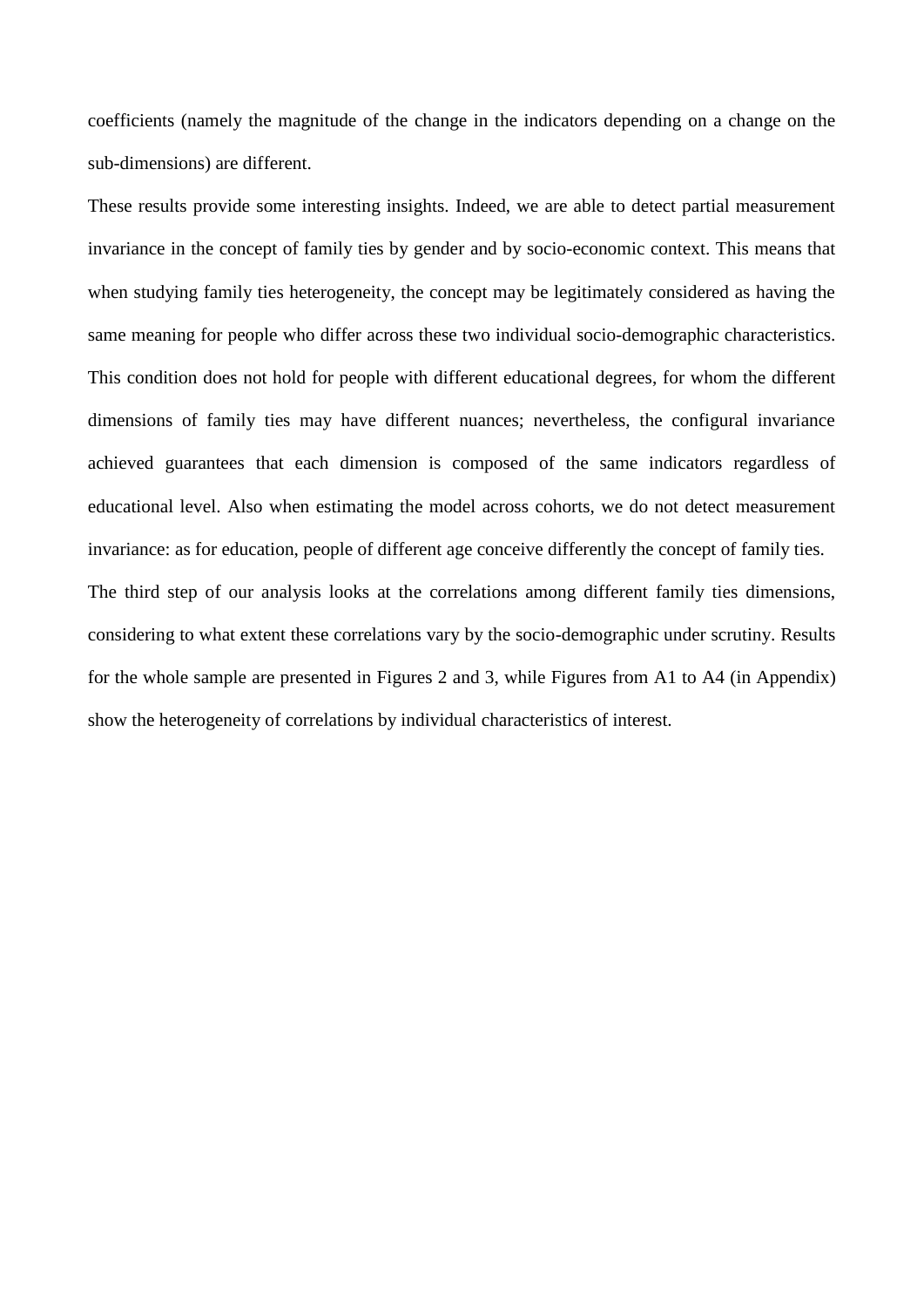coefficients (namely the magnitude of the change in the indicators depending on a change on the sub-dimensions) are different.

These results provide some interesting insights. Indeed, we are able to detect partial measurement invariance in the concept of family ties by gender and by socio-economic context. This means that when studying family ties heterogeneity, the concept may be legitimately considered as having the same meaning for people who differ across these two individual socio-demographic characteristics. This condition does not hold for people with different educational degrees, for whom the different dimensions of family ties may have different nuances; nevertheless, the configural invariance achieved guarantees that each dimension is composed of the same indicators regardless of educational level. Also when estimating the model across cohorts, we do not detect measurement invariance: as for education, people of different age conceive differently the concept of family ties.

The third step of our analysis looks at the correlations among different family ties dimensions, considering to what extent these correlations vary by the socio-demographic under scrutiny. Results for the whole sample are presented in Figures 2 and 3, while Figures from A1 to A4 (in Appendix) show the heterogeneity of correlations by individual characteristics of interest.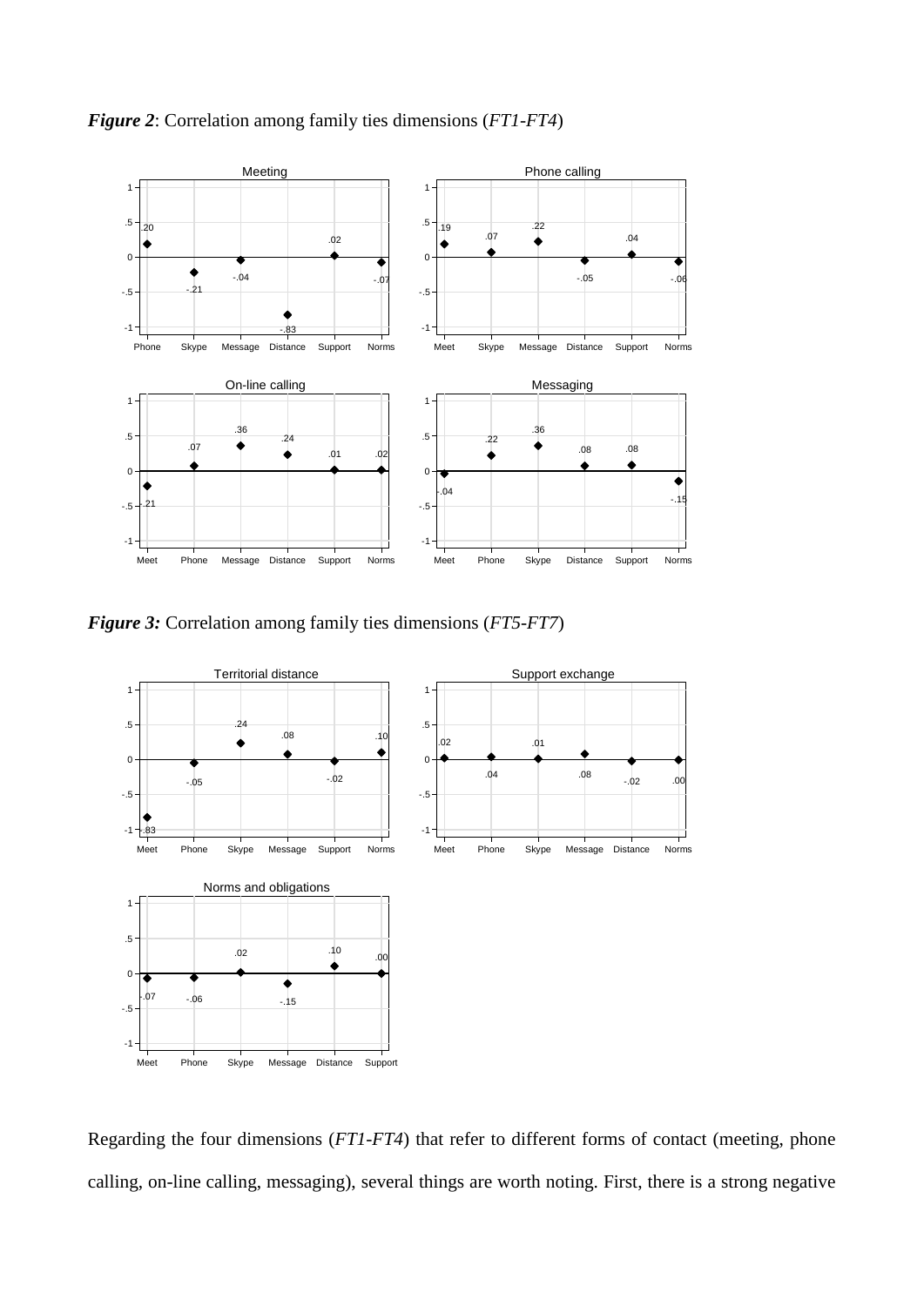***Figure 2***: Correlation among family ties dimensions (*FT1-FT4*)

***Figure 3:*** Correlation among family ties dimensions (*FT5-FT7*)

Regarding the four dimensions (*FT1-FT4*) that refer to different forms of contact (meeting, phone calling, on-line calling, messaging), several things are worth noting. First, there is a strong negative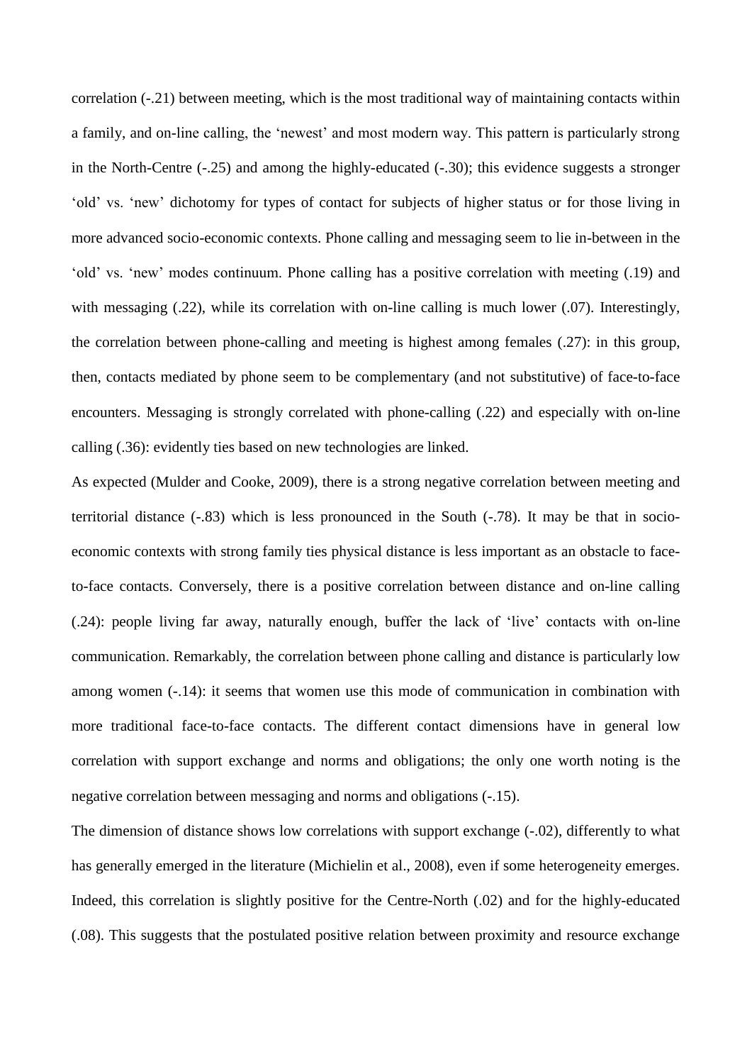correlation (-.21) between meeting, which is the most traditional way of maintaining contacts within a family, and on-line calling, the 'newest' and most modern way. This pattern is particularly strong in the North-Centre (-.25) and among the highly-educated (-.30); this evidence suggests a stronger 'old' vs. 'new' dichotomy for types of contact for subjects of higher status or for those living in more advanced socio-economic contexts. Phone calling and messaging seem to lie in-between in the 'old' vs. 'new' modes continuum. Phone calling has a positive correlation with meeting (.19) and with messaging (.22), while its correlation with on-line calling is much lower (.07). Interestingly, the correlation between phone-calling and meeting is highest among females (.27): in this group, then, contacts mediated by phone seem to be complementary (and not substitutive) of face-to-face encounters. Messaging is strongly correlated with phone-calling (.22) and especially with on-line calling (.36): evidently ties based on new technologies are linked.

As expected (Mulder and Cooke, 2009), there is a strong negative correlation between meeting and territorial distance (-.83) which is less pronounced in the South (-.78). It may be that in socio-economic contexts with strong family ties physical distance is less important as an obstacle to face-to-face contacts. Conversely, there is a positive correlation between distance and on-line calling (.24): people living far away, naturally enough, buffer the lack of 'live' contacts with on-line communication. Remarkably, the correlation between phone calling and distance is particularly low among women (-.14): it seems that women use this mode of communication in combination with more traditional face-to-face contacts. The different contact dimensions have in general low correlation with support exchange and norms and obligations; the only one worth noting is the negative correlation between messaging and norms and obligations (-.15).

The dimension of distance shows low correlations with support exchange (-.02), differently to what has generally emerged in the literature (Michielin et al., 2008), even if some heterogeneity emerges. Indeed, this correlation is slightly positive for the Centre-North (.02) and for the highly-educated (.08). This suggests that the postulated positive relation between proximity and resource exchange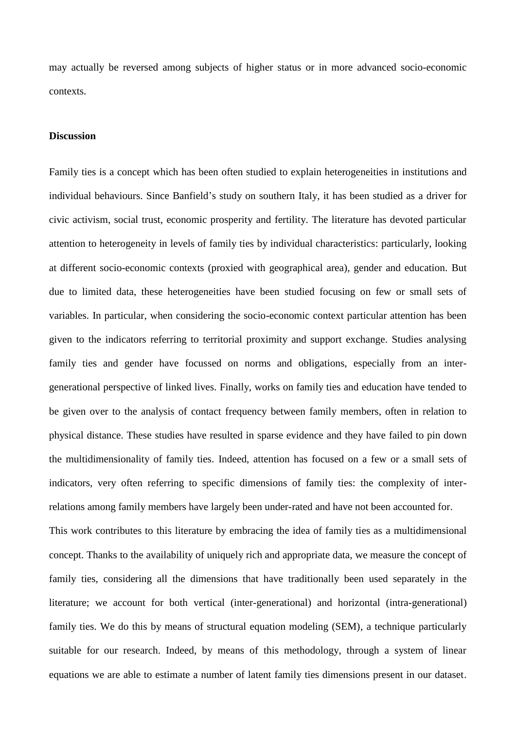may actually be reversed among subjects of higher status or in more advanced socio-economic contexts.

## Discussion

Family ties is a concept which has been often studied to explain heterogeneities in institutions and individual behaviours. Since Banfield's study on southern Italy, it has been studied as a driver for civic activism, social trust, economic prosperity and fertility. The literature has devoted particular attention to heterogeneity in levels of family ties by individual characteristics: particularly, looking at different socio-economic contexts (proxied with geographical area), gender and education. But due to limited data, these heterogeneities have been studied focusing on few or small sets of variables. In particular, when considering the socio-economic context particular attention has been given to the indicators referring to territorial proximity and support exchange. Studies analysing family ties and gender have focussed on norms and obligations, especially from an inter-generational perspective of linked lives. Finally, works on family ties and education have tended to be given over to the analysis of contact frequency between family members, often in relation to physical distance. These studies have resulted in sparse evidence and they have failed to pin down the multidimensionality of family ties. Indeed, attention has focused on a few or a small sets of indicators, very often referring to specific dimensions of family ties: the complexity of inter-relations among family members have largely been under-rated and have not been accounted for.

This work contributes to this literature by embracing the idea of family ties as a multidimensional concept. Thanks to the availability of uniquely rich and appropriate data, we measure the concept of family ties, considering all the dimensions that have traditionally been used separately in the literature; we account for both vertical (inter-generational) and horizontal (intra-generational) family ties. We do this by means of structural equation modeling (SEM), a technique particularly suitable for our research. Indeed, by means of this methodology, through a system of linear equations we are able to estimate a number of latent family ties dimensions present in our dataset.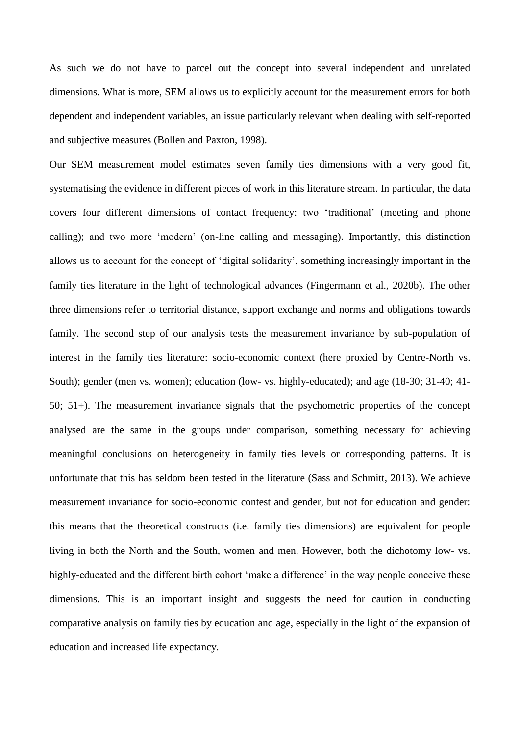As such we do not have to parcel out the concept into several independent and unrelated dimensions. What is more, SEM allows us to explicitly account for the measurement errors for both dependent and independent variables, an issue particularly relevant when dealing with self-reported and subjective measures (Bollen and Paxton, 1998).

Our SEM measurement model estimates seven family ties dimensions with a very good fit, systematising the evidence in different pieces of work in this literature stream. In particular, the data covers four different dimensions of contact frequency: two 'traditional' (meeting and phone calling); and two more 'modern' (on-line calling and messaging). Importantly, this distinction allows us to account for the concept of 'digital solidarity', something increasingly important in the family ties literature in the light of technological advances (Fingermann et al., 2020b). The other three dimensions refer to territorial distance, support exchange and norms and obligations towards family. The second step of our analysis tests the measurement invariance by sub-population of interest in the family ties literature: socio-economic context (here proxied by Centre-North vs. South); gender (men vs. women); education (low- vs. highly-educated); and age (18-30; 31-40; 41-50; 51+). The measurement invariance signals that the psychometric properties of the concept analysed are the same in the groups under comparison, something necessary for achieving meaningful conclusions on heterogeneity in family ties levels or corresponding patterns. It is unfortunate that this has seldom been tested in the literature (Sass and Schmitt, 2013). We achieve measurement invariance for socio-economic contest and gender, but not for education and gender: this means that the theoretical constructs (i.e. family ties dimensions) are equivalent for people living in both the North and the South, women and men. However, both the dichotomy low- vs. highly-educated and the different birth cohort 'make a difference' in the way people conceive these dimensions. This is an important insight and suggests the need for caution in conducting comparative analysis on family ties by education and age, especially in the light of the expansion of education and increased life expectancy.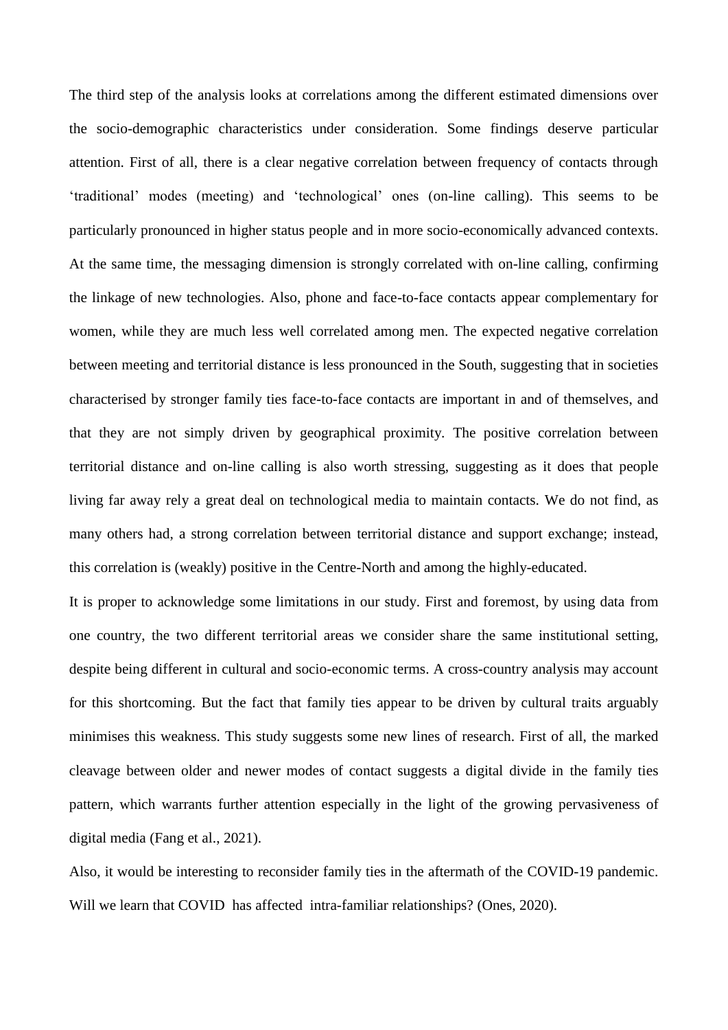The third step of the analysis looks at correlations among the different estimated dimensions over the socio-demographic characteristics under consideration. Some findings deserve particular attention. First of all, there is a clear negative correlation between frequency of contacts through 'traditional' modes (meeting) and 'technological' ones (on-line calling). This seems to be particularly pronounced in higher status people and in more socio-economically advanced contexts. At the same time, the messaging dimension is strongly correlated with on-line calling, confirming the linkage of new technologies. Also, phone and face-to-face contacts appear complementary for women, while they are much less well correlated among men. The expected negative correlation between meeting and territorial distance is less pronounced in the South, suggesting that in societies characterised by stronger family ties face-to-face contacts are important in and of themselves, and that they are not simply driven by geographical proximity. The positive correlation between territorial distance and on-line calling is also worth stressing, suggesting as it does that people living far away rely a great deal on technological media to maintain contacts. We do not find, as many others had, a strong correlation between territorial distance and support exchange; instead, this correlation is (weakly) positive in the Centre-North and among the highly-educated.

It is proper to acknowledge some limitations in our study. First and foremost, by using data from one country, the two different territorial areas we consider share the same institutional setting, despite being different in cultural and socio-economic terms. A cross-country analysis may account for this shortcoming. But the fact that family ties appear to be driven by cultural traits arguably minimises this weakness. This study suggests some new lines of research. First of all, the marked cleavage between older and newer modes of contact suggests a digital divide in the family ties pattern, which warrants further attention especially in the light of the growing pervasiveness of digital media (Fang et al., 2021).

Also, it would be interesting to reconsider family ties in the aftermath of the COVID-19 pandemic. Will we learn that COVID has affected intra-familiar relationships? (Ones, 2020).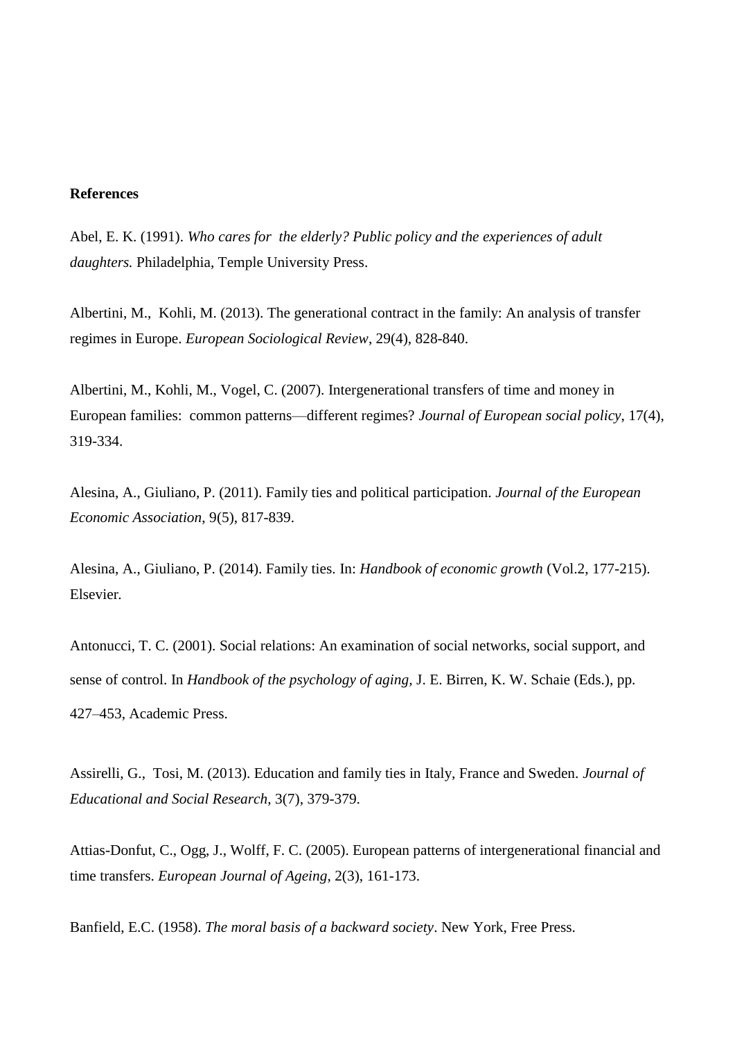**References**

Abel, E. K. (1991). *Who cares for the elderly? Public policy and the experiences of adult daughters.* Philadelphia, Temple University Press.

Albertini, M., Kohli, M. (2013). The generational contract in the family: An analysis of transfer regimes in Europe. *European Sociological Review*, 29(4), 828-840.

Albertini, M., Kohli, M., Vogel, C. (2007). Intergenerational transfers of time and money in European families: common patterns—different regimes? *Journal of European social policy*, 17(4), 319-334.

Alesina, A., Giuliano, P. (2011). Family ties and political participation. *Journal of the European Economic Association*, 9(5), 817-839.

Alesina, A., Giuliano, P. (2014). Family ties. In: *Handbook of economic growth* (Vol.2, 177-215). Elsevier.

Antonucci, T. C. (2001). Social relations: An examination of social networks, social support, and sense of control. In *Handbook of the psychology of aging,* J. E. Birren, K. W. Schaie (Eds.), pp. 427–453, Academic Press.

Assirelli, G., Tosi, M. (2013). Education and family ties in Italy, France and Sweden. *Journal of Educational and Social Research*, 3(7), 379-379.

Attias-Donfut, C., Ogg, J., Wolff, F. C. (2005). European patterns of intergenerational financial and time transfers. *European Journal of Ageing*, 2(3), 161-173.

Banfield, E.C. (1958). *The moral basis of a backward society*. New York, Free Press.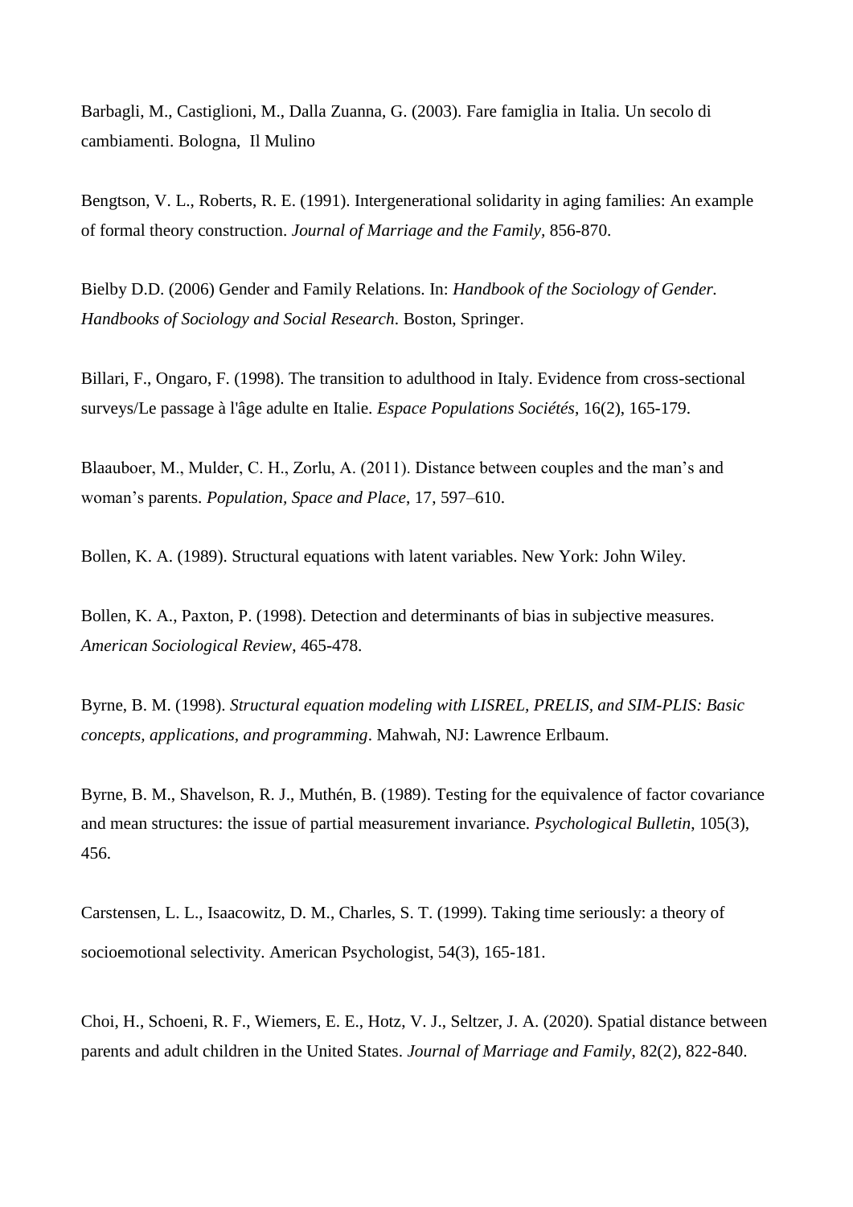Barbagli, M., Castiglioni, M., Dalla Zuanna, G. (2003). Fare famiglia in Italia. Un secolo di cambiamenti. Bologna, Il Mulino

Bengtson, V. L., Roberts, R. E. (1991). Intergenerational solidarity in aging families: An example of formal theory construction. *Journal of Marriage and the Family*, 856-870.

Bielby D.D. (2006) Gender and Family Relations. In: *Handbook of the Sociology of Gender. Handbooks of Sociology and Social Research*. Boston, Springer.

Billari, F., Ongaro, F. (1998). The transition to adulthood in Italy. Evidence from cross-sectional surveys/Le passage à l'âge adulte en Italie. *Espace Populations Sociétés*, 16(2), 165-179.

Blaauboer, M., Mulder, C. H., Zorlu, A. (2011). Distance between couples and the man's and woman's parents. *Population, Space and Place*, 17, 597–610.

Bollen, K. A. (1989). Structural equations with latent variables. New York: John Wiley.

Bollen, K. A., Paxton, P. (1998). Detection and determinants of bias in subjective measures. *American Sociological Review*, 465-478.

Byrne, B. M. (1998). *Structural equation modeling with LISREL, PRELIS, and SIM-PLIS: Basic concepts, applications, and programming*. Mahwah, NJ: Lawrence Erlbaum.

Byrne, B. M., Shavelson, R. J., Muthén, B. (1989). Testing for the equivalence of factor covariance and mean structures: the issue of partial measurement invariance. *Psychological Bulletin*, 105(3), 456.

Carstensen, L. L., Isaacowitz, D. M., Charles, S. T. (1999). Taking time seriously: a theory of socioemotional selectivity. American Psychologist, 54(3), 165-181.

Choi, H., Schoeni, R. F., Wiemers, E. E., Hotz, V. J., Seltzer, J. A. (2020). Spatial distance between parents and adult children in the United States. *Journal of Marriage and Family*, 82(2), 822-840.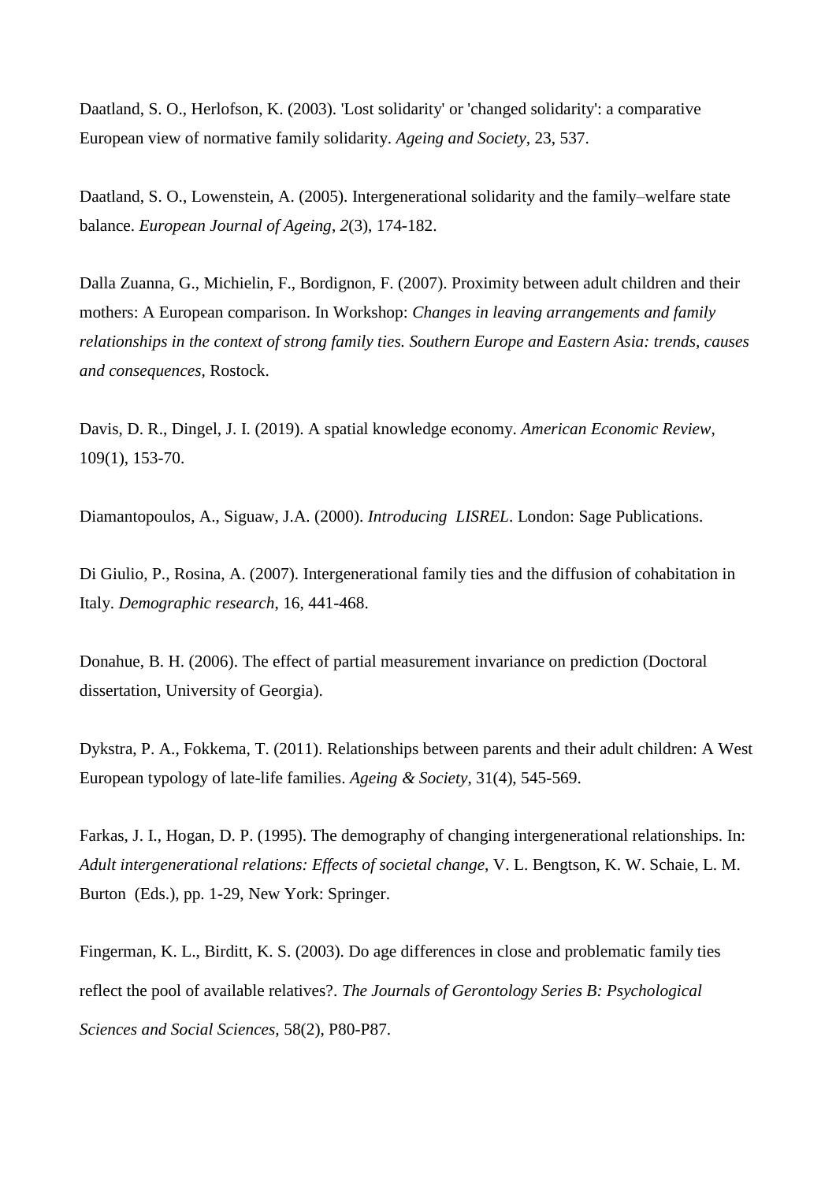Daatland, S. O., Herlofson, K. (2003). 'Lost solidarity' or 'changed solidarity': a comparative European view of normative family solidarity. *Ageing and Society*, 23, 537.

Daatland, S. O., Lowenstein, A. (2005). Intergenerational solidarity and the family–welfare state balance. *European Journal of Ageing*, *2*(3), 174-182.

Dalla Zuanna, G., Michielin, F., Bordignon, F. (2007). Proximity between adult children and their mothers: A European comparison. In Workshop: *Changes in leaving arrangements and family relationships in the context of strong family ties. Southern Europe and Eastern Asia: trends, causes and consequences,* Rostock.

Davis, D. R., Dingel, J. I. (2019). A spatial knowledge economy. *American Economic Review*, 109(1), 153-70.

Diamantopoulos, A., Siguaw, J.A. (2000). *Introducing LISREL*. London: Sage Publications.

Di Giulio, P., Rosina, A. (2007). Intergenerational family ties and the diffusion of cohabitation in Italy. *Demographic research*, 16, 441-468.

Donahue, B. H. (2006). The effect of partial measurement invariance on prediction (Doctoral dissertation, University of Georgia).

Dykstra, P. A., Fokkema, T. (2011). Relationships between parents and their adult children: A West European typology of late-life families. *Ageing & Society,* 31(4), 545-569.

Farkas, J. I., Hogan, D. P. (1995). The demography of changing intergenerational relationships. In: *Adult intergenerational relations: Effects of societal change*, V. L. Bengtson, K. W. Schaie, L. M. Burton (Eds.), pp. 1-29, New York: Springer.

Fingerman, K. L., Birditt, K. S. (2003). Do age differences in close and problematic family ties reflect the pool of available relatives?. *The Journals of Gerontology Series B: Psychological Sciences and Social Sciences*, 58(2), P80-P87.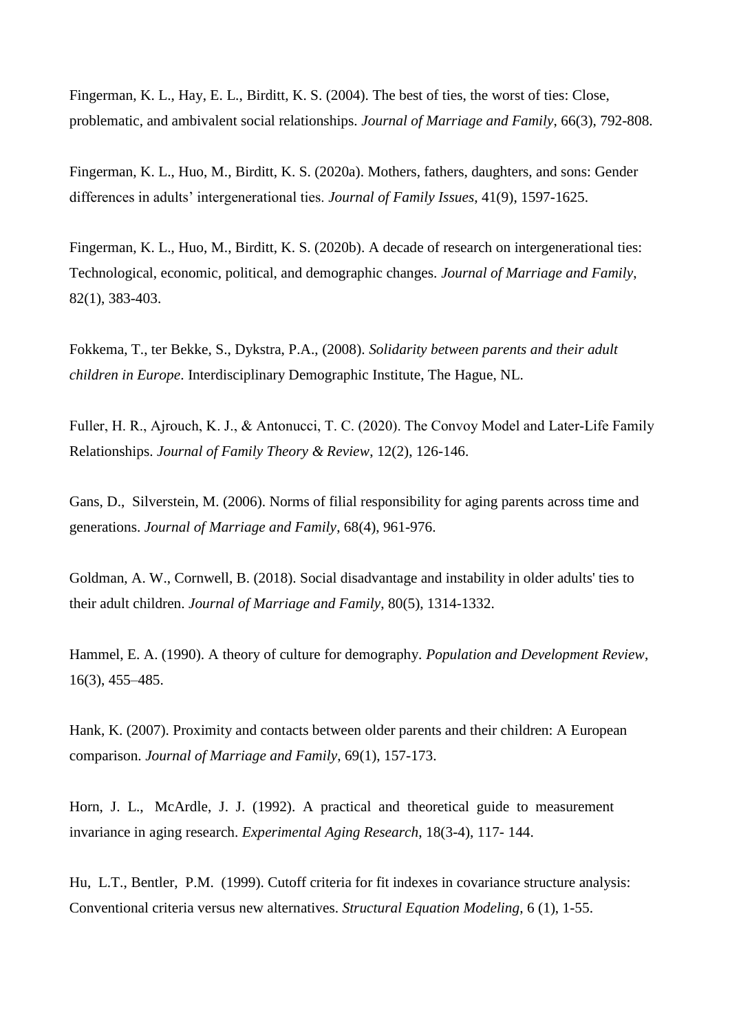Fingerman, K. L., Hay, E. L., Birditt, K. S. (2004). The best of ties, the worst of ties: Close, problematic, and ambivalent social relationships. *Journal of Marriage and Family*, 66(3), 792-808.

Fingerman, K. L., Huo, M., Birditt, K. S. (2020a). Mothers, fathers, daughters, and sons: Gender differences in adults' intergenerational ties. *Journal of Family Issues*, 41(9), 1597-1625.

Fingerman, K. L., Huo, M., Birditt, K. S. (2020b). A decade of research on intergenerational ties: Technological, economic, political, and demographic changes. *Journal of Marriage and Family*, 82(1), 383-403.

Fokkema, T., ter Bekke, S., Dykstra, P.A., (2008). *Solidarity between parents and their adult children in Europe*. Interdisciplinary Demographic Institute, The Hague, NL.

Fuller, H. R., Ajrouch, K. J., & Antonucci, T. C. (2020). The Convoy Model and Later-Life Family Relationships. *Journal of Family Theory & Review*, 12(2), 126-146.

Gans, D., Silverstein, M. (2006). Norms of filial responsibility for aging parents across time and generations. *Journal of Marriage and Family*, 68(4), 961-976.

Goldman, A. W., Cornwell, B. (2018). Social disadvantage and instability in older adults' ties to their adult children. *Journal of Marriage and Family*, 80(5), 1314-1332.

Hammel, E. A. (1990). A theory of culture for demography. *Population and Development Review*, 16(3), 455–485.

Hank, K. (2007). Proximity and contacts between older parents and their children: A European comparison. *Journal of Marriage and Family*, 69(1), 157-173.

Horn, J. L., McArdle, J. J. (1992). A practical and theoretical guide to measurement invariance in aging research. *Experimental Aging Research*, 18(3-4), 117- 144.

Hu, L.T., Bentler, P.M. (1999). Cutoff criteria for fit indexes in covariance structure analysis: Conventional criteria versus new alternatives. *Structural Equation Modeling*, 6 (1), 1-55.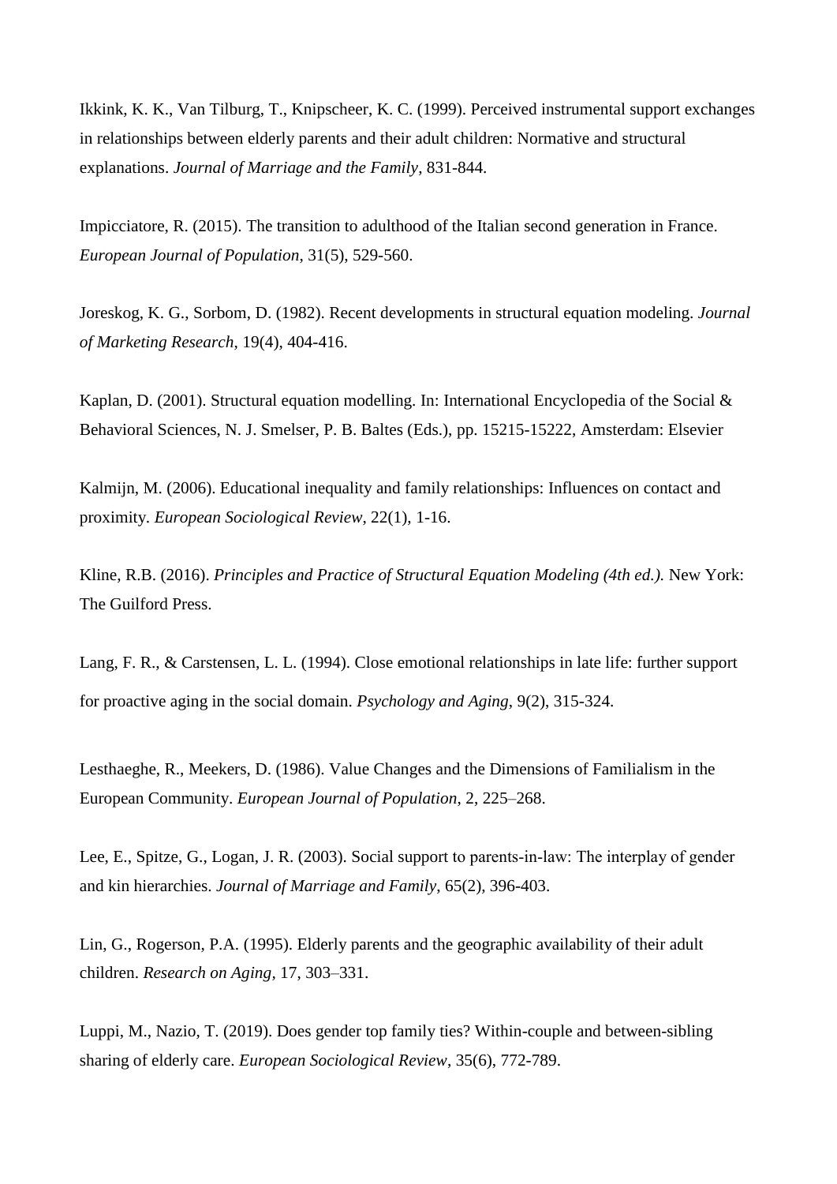Ikkink, K. K., Van Tilburg, T., Knipscheer, K. C. (1999). Perceived instrumental support exchanges in relationships between elderly parents and their adult children: Normative and structural explanations. *Journal of Marriage and the Family*, 831-844.

Impicciatore, R. (2015). The transition to adulthood of the Italian second generation in France. *European Journal of Population*, 31(5), 529-560.

Joreskog, K. G., Sorbom, D. (1982). Recent developments in structural equation modeling. *Journal of Marketing Research*, 19(4), 404-416.

Kaplan, D. (2001). Structural equation modelling. In: International Encyclopedia of the Social & Behavioral Sciences, N. J. Smelser, P. B. Baltes (Eds.), pp. 15215-15222, Amsterdam: Elsevier

Kalmijn, M. (2006). Educational inequality and family relationships: Influences on contact and proximity. *European Sociological Review*, 22(1), 1-16.

Kline, R.B. (2016). *Principles and Practice of Structural Equation Modeling (4th ed.).* New York: The Guilford Press.

Lang, F. R., & Carstensen, L. L. (1994). Close emotional relationships in late life: further support for proactive aging in the social domain. *Psychology and Aging*, 9(2), 315-324.

Lesthaeghe, R., Meekers, D. (1986). Value Changes and the Dimensions of Familialism in the European Community. *European Journal of Population*, 2, 225–268.

Lee, E., Spitze, G., Logan, J. R. (2003). Social support to parents-in-law: The interplay of gender and kin hierarchies. *Journal of Marriage and Family*, 65(2), 396-403.

Lin, G., Rogerson, P.A. (1995). Elderly parents and the geographic availability of their adult children. *Research on Aging*, 17, 303–331.

Luppi, M., Nazio, T. (2019). Does gender top family ties? Within-couple and between-sibling sharing of elderly care. *European Sociological Review*, 35(6), 772-789.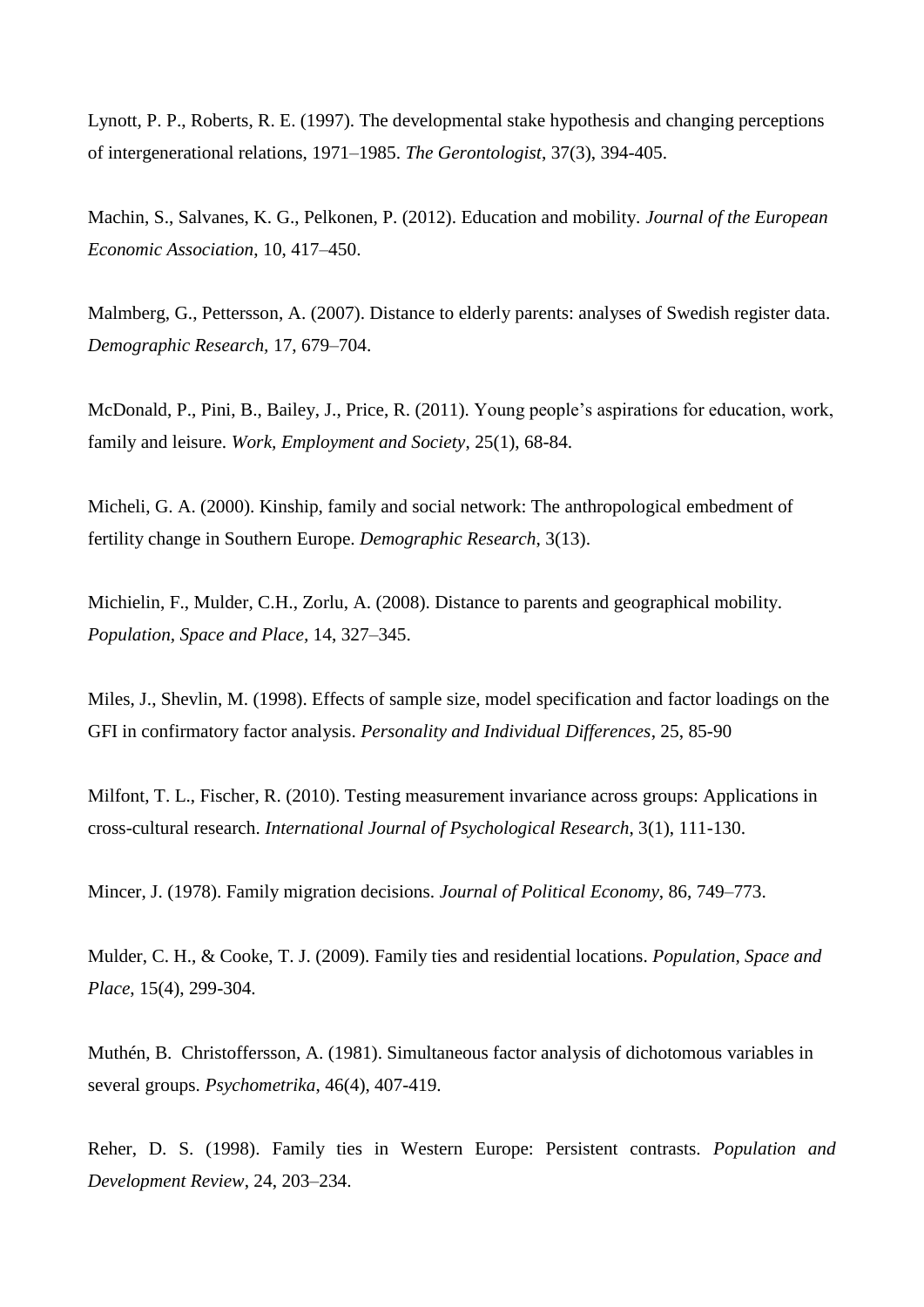Lynott, P. P., Roberts, R. E. (1997). The developmental stake hypothesis and changing perceptions of intergenerational relations, 1971–1985. *The Gerontologist*, 37(3), 394-405.

Machin, S., Salvanes, K. G., Pelkonen, P. (2012). Education and mobility. *Journal of the European Economic Association*, 10, 417–450.

Malmberg, G., Pettersson, A. (2007). Distance to elderly parents: analyses of Swedish register data. *Demographic Research*, 17, 679–704.

McDonald, P., Pini, B., Bailey, J., Price, R. (2011). Young people's aspirations for education, work, family and leisure. *Work, Employment and Society*, 25(1), 68-84.

Micheli, G. A. (2000). Kinship, family and social network: The anthropological embedment of fertility change in Southern Europe. *Demographic Research*, 3(13).

Michielin, F., Mulder, C.H., Zorlu, A. (2008). Distance to parents and geographical mobility. *Population, Space and Place*, 14, 327–345.

Miles, J., Shevlin, M. (1998). Effects of sample size, model specification and factor loadings on the GFI in confirmatory factor analysis. *Personality and Individual Differences*, 25, 85-90

Milfont, T. L., Fischer, R. (2010). Testing measurement invariance across groups: Applications in cross-cultural research. *International Journal of Psychological Research*, 3(1), 111-130.

Mincer, J. (1978). Family migration decisions. *Journal of Political Economy*, 86, 749–773.

Mulder, C. H., & Cooke, T. J. (2009). Family ties and residential locations. *Population, Space and Place*, 15(4), 299-304.

Muthén, B. Christoffersson, A. (1981). Simultaneous factor analysis of dichotomous variables in several groups. *Psychometrika*, 46(4), 407-419.

Reher, D. S. (1998). Family ties in Western Europe: Persistent contrasts. *Population and Development Review*, 24, 203–234.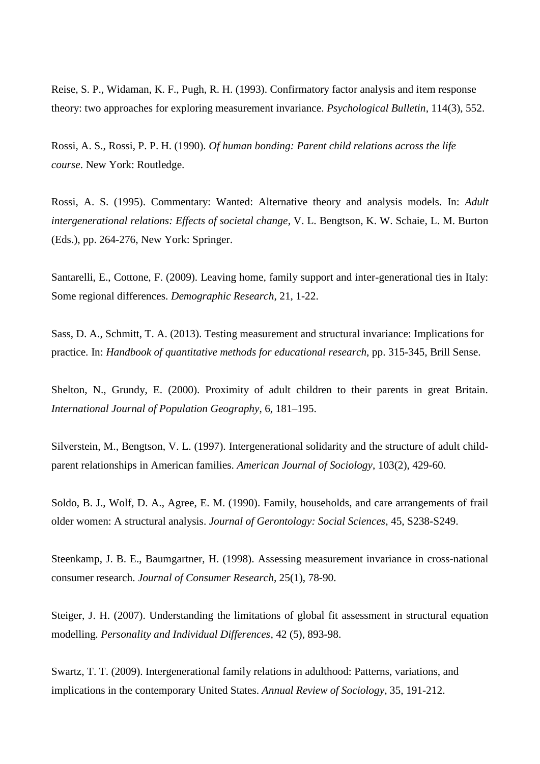Reise, S. P., Widaman, K. F., Pugh, R. H. (1993). Confirmatory factor analysis and item response theory: two approaches for exploring measurement invariance. *Psychological Bulletin*, 114(3), 552.

Rossi, A. S., Rossi, P. P. H. (1990). *Of human bonding: Parent child relations across the life course*. New York: Routledge.

Rossi, A. S. (1995). Commentary: Wanted: Alternative theory and analysis models. In: *Adult intergenerational relations: Effects of societal change*, V. L. Bengtson, K. W. Schaie, L. M. Burton (Eds.), pp. 264-276, New York: Springer.

Santarelli, E., Cottone, F. (2009). Leaving home, family support and inter-generational ties in Italy: Some regional differences. *Demographic Research*, 21, 1-22.

Sass, D. A., Schmitt, T. A. (2013). Testing measurement and structural invariance: Implications for practice. In: *Handbook of quantitative methods for educational research*, pp. 315-345, Brill Sense.

Shelton, N., Grundy, E. (2000). Proximity of adult children to their parents in great Britain. *International Journal of Population Geography*, 6, 181–195.

Silverstein, M., Bengtson, V. L. (1997). Intergenerational solidarity and the structure of adult child-parent relationships in American families. *American Journal of Sociology*, 103(2), 429-60.

Soldo, B. J., Wolf, D. A., Agree, E. M. (1990). Family, households, and care arrangements of frail older women: A structural analysis. *Journal of Gerontology: Social Sciences*, 45, S238-S249.

Steenkamp, J. B. E., Baumgartner, H. (1998). Assessing measurement invariance in cross-national consumer research. *Journal of Consumer Research*, 25(1), 78-90.

Steiger, J. H. (2007). Understanding the limitations of global fit assessment in structural equation modelling. *Personality and Individual Differences*, 42 (5), 893-98.

Swartz, T. T. (2009). Intergenerational family relations in adulthood: Patterns, variations, and implications in the contemporary United States. *Annual Review of Sociology*, 35, 191-212.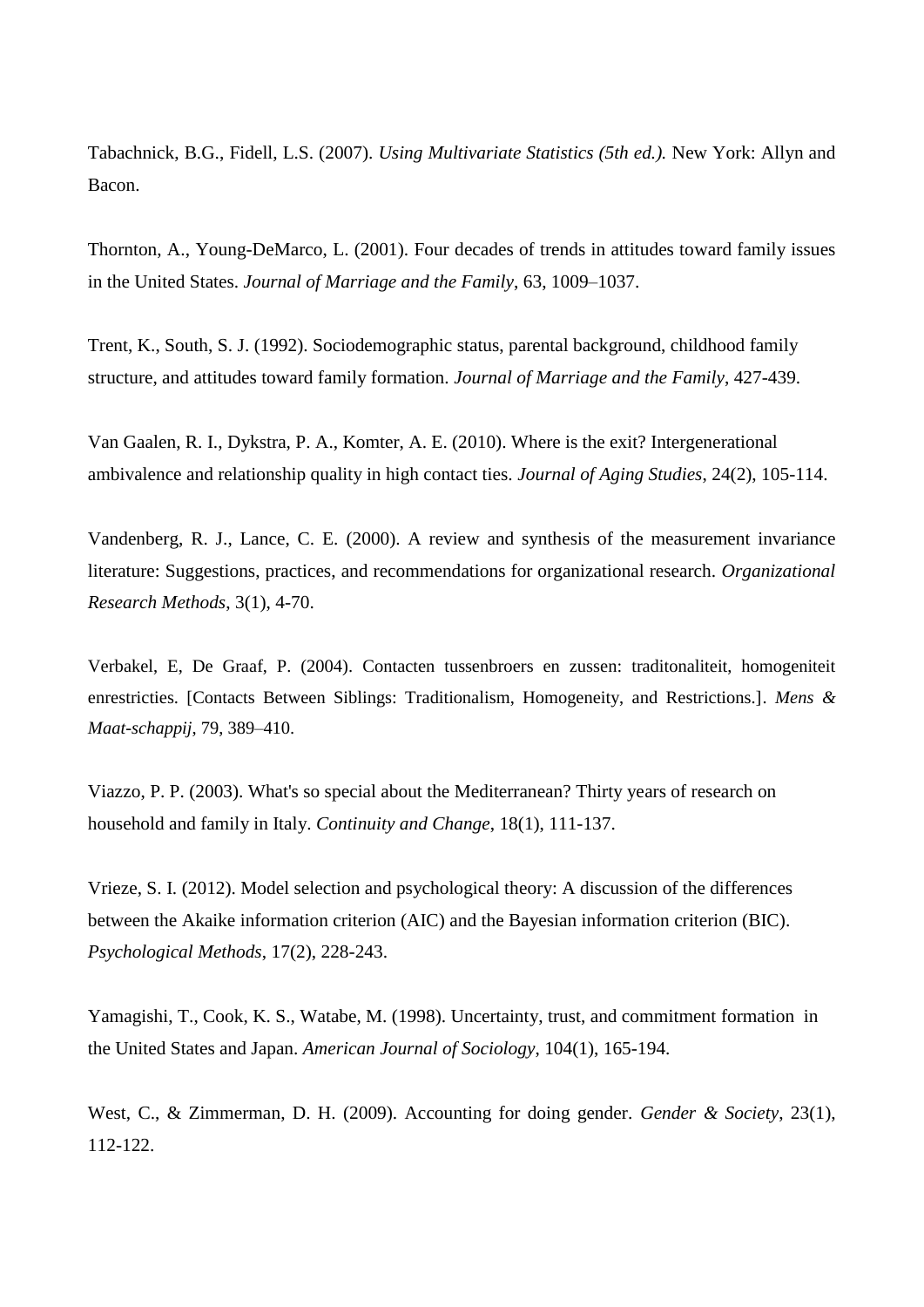Tabachnick, B.G., Fidell, L.S. (2007). *Using Multivariate Statistics (5th ed.).* New York: Allyn and Bacon.

Thornton, A., Young-DeMarco, L. (2001). Four decades of trends in attitudes toward family issues in the United States. *Journal of Marriage and the Family*, 63, 1009–1037.

Trent, K., South, S. J. (1992). Sociodemographic status, parental background, childhood family structure, and attitudes toward family formation. *Journal of Marriage and the Family*, 427-439.

Van Gaalen, R. I., Dykstra, P. A., Komter, A. E. (2010). Where is the exit? Intergenerational ambivalence and relationship quality in high contact ties. *Journal of Aging Studies*, 24(2), 105-114.

Vandenberg, R. J., Lance, C. E. (2000). A review and synthesis of the measurement invariance literature: Suggestions, practices, and recommendations for organizational research. *Organizational Research Methods*, 3(1), 4-70.

Verbakel, E, De Graaf, P. (2004). Contacten tussenbroers en zussen: traditonaliteit, homogeniteit enrestricties. [Contacts Between Siblings: Traditionalism, Homogeneity, and Restrictions.]. *Mens & Maat-schappij*, 79, 389–410.

Viazzo, P. P. (2003). What's so special about the Mediterranean? Thirty years of research on household and family in Italy. *Continuity and Change*, 18(1), 111-137.

Vrieze, S. I. (2012). Model selection and psychological theory: A discussion of the differences between the Akaike information criterion (AIC) and the Bayesian information criterion (BIC). *Psychological Methods*, 17(2), 228-243.

Yamagishi, T., Cook, K. S., Watabe, M. (1998). Uncertainty, trust, and commitment formation in the United States and Japan. *American Journal of Sociology*, 104(1), 165-194.

West, C., & Zimmerman, D. H. (2009). Accounting for doing gender. *Gender & Society*, 23(1), 112-122.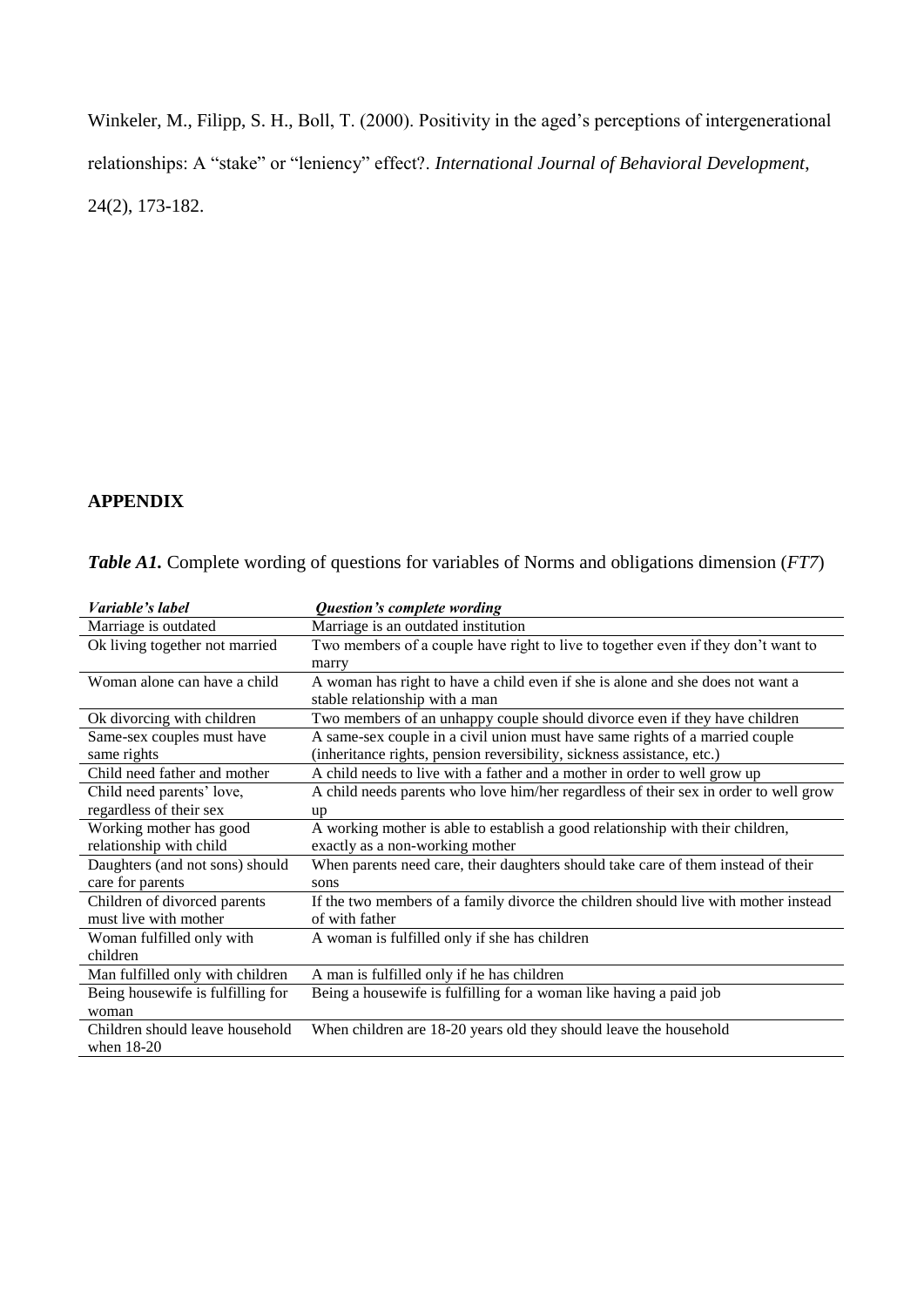Winkeler, M., Filipp, S. H., Boll, T. (2000). Positivity in the aged's perceptions of intergenerational relationships: A "stake" or "leniency" effect?. *International Journal of Behavioral Development*, 24(2), 173-182.

## APPENDIX

***Table A1.*** Complete wording of questions for variables of Norms and obligations dimension (*FT7*)

| *Variable's label* | *Question's complete wording* |
|---|---|
| Marriage is outdated | Marriage is an outdated institution |
| Ok living together not married | Two members of a couple have right to live to together even if they don't want to marry |
| Woman alone can have a child | A woman has right to have a child even if she is alone and she does not want a stable relationship with a man |
| Ok divorcing with children | Two members of an unhappy couple should divorce even if they have children |
| Same-sex couples must have same rights | A same-sex couple in a civil union must have same rights of a married couple (inheritance rights, pension reversibility, sickness assistance, etc.) |
| Child need father and mother | A child needs to live with a father and a mother in order to well grow up |
| Child need parents' love, regardless of their sex | A child needs parents who love him/her regardless of their sex in order to well grow up |
| Working mother has good relationship with child | A working mother is able to establish a good relationship with their children, exactly as a non-working mother |
| Daughters (and not sons) should care for parents | When parents need care, their daughters should take care of them instead of their sons |
| Children of divorced parents must live with mother | If the two members of a family divorce the children should live with mother instead of with father |
| Woman fulfilled only with children | A woman is fulfilled only if she has children |
| Man fulfilled only with children | A man is fulfilled only if he has children |
| Being housewife is fulfilling for woman | Being a housewife is fulfilling for a woman like having a paid job |
| Children should leave household when 18-20 | When children are 18-20 years old they should leave the household |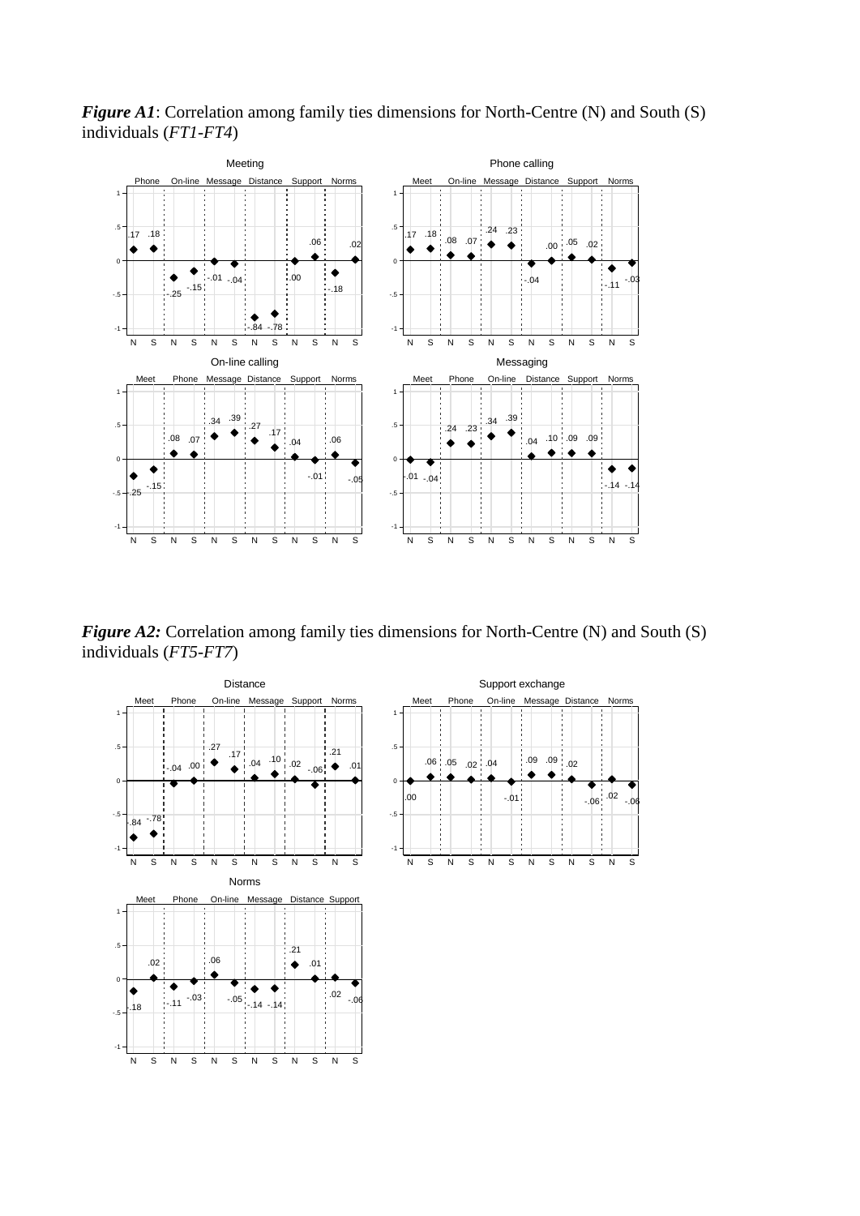***Figure A1***: Correlation among family ties dimensions for North-Centre (N) and South (S) individuals (*FT1-FT4*)

***Figure A2:*** Correlation among family ties dimensions for North-Centre (N) and South (S) individuals (*FT5-FT7*)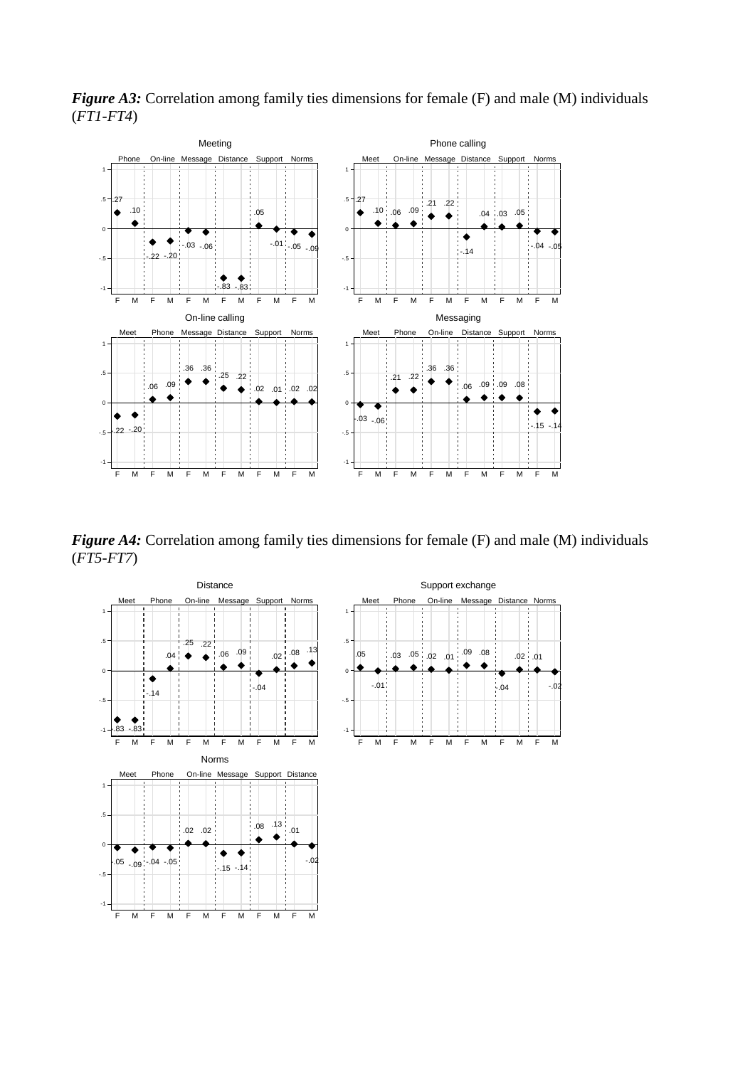***Figure A3:*** Correlation among family ties dimensions for female (F) and male (M) individuals (*FT1-FT4*)

Meeting

Phone On-line Message Distance Support Norms

1
.5
0
-.5
-1

.27 .10 -.22 -.20 -.03 -.06 -.83 -.83 .05 -.01 -.05 -.09

F M F M F M F M F M F M

Phone calling

Meet On-line Message Distance Support Norms

1
.5
0
-.5
-1

.27 .10 .06 .09 .21 .22 -.14 .04 .03 .05 -.04 -.05

F M F M F M F M F M F M

On-line calling

Meet Phone Message Distance Support Norms

1
.5
0
-.5
-1

-.22 -.20 .06 .09 .36 .36 .25 .22 .02 .01 .02 .02

F M F M F M F M F M F M

Messaging

Meet Phone On-line Distance Support Norms

1
.5
0
-.5
-1

-.03 -.06 .21 .22 .36 .36 .06 .09 .09 .08 -.15 -.14

F M F M F M F M F M F M

***Figure A4:*** Correlation among family ties dimensions for female (F) and male (M) individuals (*FT5-FT7*)

Distance

Meet Phone On-line Message Support Norms

1
.5
0
-.5
-1

-.83 -.83 -.14 .04 .25 .22 .06 .09 -.04 .02 .08 .13

F M F M F M F M F M F M

Support exchange

Meet Phone On-line Message Distance Norms

1
.5
0
-.5
-1

.05 -.01 .03 .05 .02 .01 .09 .08 -.04 .02 .01 -.02

F M F M F M F M F M F M

Norms

Meet Phone On-line Message Support Distance

1
.5
0
-.5
-1

-.05 -.09 -.04 -.05 .02 .02 -.15 -.14 .08 .13 .01 -.02

F M F M F M F M F M F M